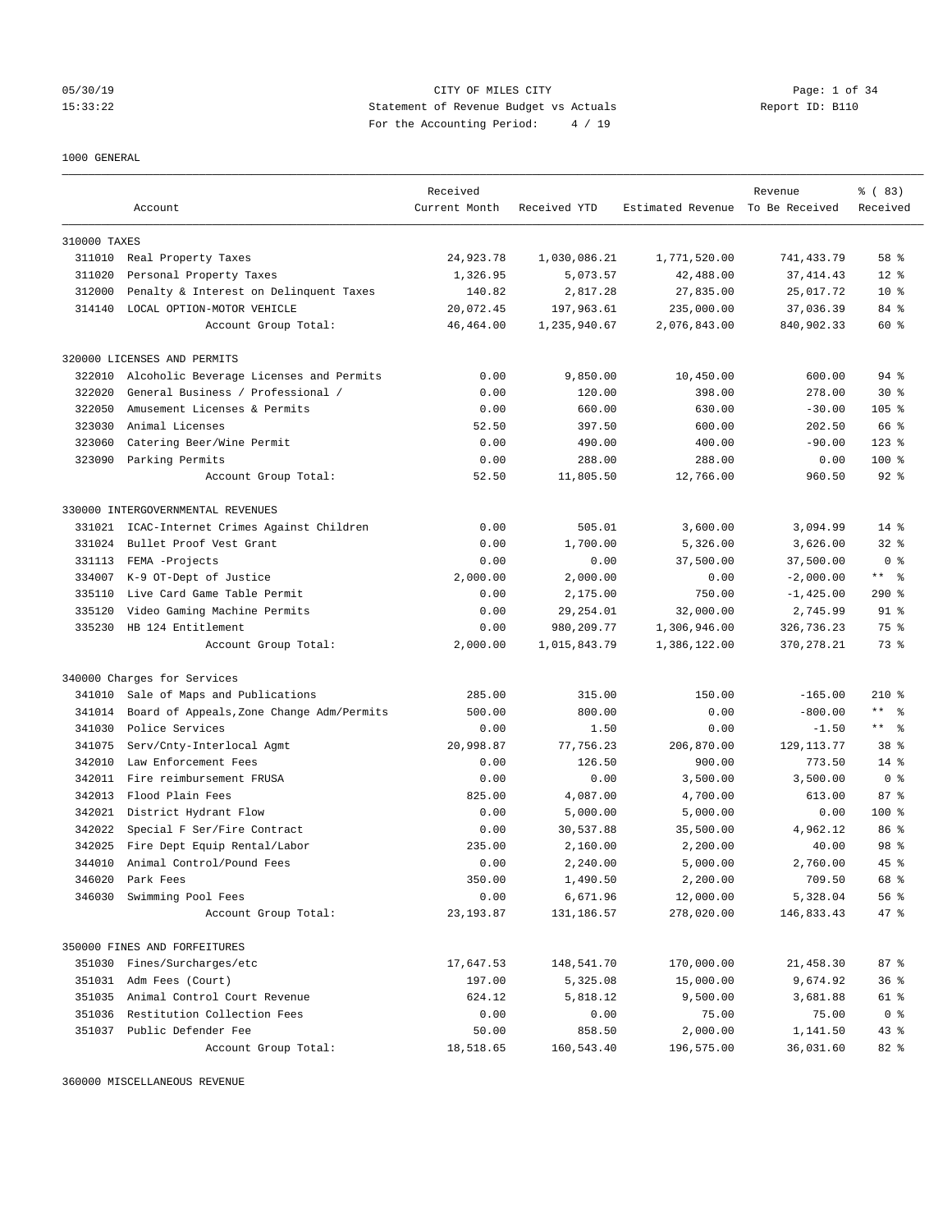CITY OF MILES CITY
Statement of Revenue Budget vs Actuals
For the Accounting Period: 4 / 19

05/30/19
15:33:22

Report ID: B110

1000 GENERAL

| | Account | Received Current Month | Received YTD | Estimated Revenue | Revenue To Be Received | % ( 83) Received |
|---|---|---|---|---|---|---|
| 310000 TAXES | | | | | | |
| 311010 | Real Property Taxes | 24,923.78 | 1,030,086.21 | 1,771,520.00 | 741,433.79 | 58 % |
| 311020 | Personal Property Taxes | 1,326.95 | 5,073.57 | 42,488.00 | 37,414.43 | 12 % |
| 312000 | Penalty & Interest on Delinquent Taxes | 140.82 | 2,817.28 | 27,835.00 | 25,017.72 | 10 % |
| 314140 | LOCAL OPTION-MOTOR VEHICLE | 20,072.45 | 197,963.61 | 235,000.00 | 37,036.39 | 84 % |
| | Account Group Total: | 46,464.00 | 1,235,940.67 | 2,076,843.00 | 840,902.33 | 60 % |
| 320000 LICENSES AND PERMITS | | | | | | |
| 322010 | Alcoholic Beverage Licenses and Permits | 0.00 | 9,850.00 | 10,450.00 | 600.00 | 94 % |
| 322020 | General Business / Professional / | 0.00 | 120.00 | 398.00 | 278.00 | 30 % |
| 322050 | Amusement Licenses & Permits | 0.00 | 660.00 | 630.00 | -30.00 | 105 % |
| 323030 | Animal Licenses | 52.50 | 397.50 | 600.00 | 202.50 | 66 % |
| 323060 | Catering Beer/Wine Permit | 0.00 | 490.00 | 400.00 | -90.00 | 123 % |
| 323090 | Parking Permits | 0.00 | 288.00 | 288.00 | 0.00 | 100 % |
| | Account Group Total: | 52.50 | 11,805.50 | 12,766.00 | 960.50 | 92 % |
| 330000 INTERGOVERNMENTAL REVENUES | | | | | | |
| 331021 | ICAC-Internet Crimes Against Children | 0.00 | 505.01 | 3,600.00 | 3,094.99 | 14 % |
| 331024 | Bullet Proof Vest Grant | 0.00 | 1,700.00 | 5,326.00 | 3,626.00 | 32 % |
| 331113 | FEMA -Projects | 0.00 | 0.00 | 37,500.00 | 37,500.00 | 0 % |
| 334007 | K-9 OT-Dept of Justice | 2,000.00 | 2,000.00 | 0.00 | -2,000.00 | ** % |
| 335110 | Live Card Game Table Permit | 0.00 | 2,175.00 | 750.00 | -1,425.00 | 290 % |
| 335120 | Video Gaming Machine Permits | 0.00 | 29,254.01 | 32,000.00 | 2,745.99 | 91 % |
| 335230 | HB 124 Entitlement | 0.00 | 980,209.77 | 1,306,946.00 | 326,736.23 | 75 % |
| | Account Group Total: | 2,000.00 | 1,015,843.79 | 1,386,122.00 | 370,278.21 | 73 % |
| 340000 Charges for Services | | | | | | |
| 341010 | Sale of Maps and Publications | 285.00 | 315.00 | 150.00 | -165.00 | 210 % |
| 341014 | Board of Appeals,Zone Change Adm/Permits | 500.00 | 800.00 | 0.00 | -800.00 | ** % |
| 341030 | Police Services | 0.00 | 1.50 | 0.00 | -1.50 | ** % |
| 341075 | Serv/Cnty-Interlocal Agmt | 20,998.87 | 77,756.23 | 206,870.00 | 129,113.77 | 38 % |
| 342010 | Law Enforcement Fees | 0.00 | 126.50 | 900.00 | 773.50 | 14 % |
| 342011 | Fire reimbursement FRUSA | 0.00 | 0.00 | 3,500.00 | 3,500.00 | 0 % |
| 342013 | Flood Plain Fees | 825.00 | 4,087.00 | 4,700.00 | 613.00 | 87 % |
| 342021 | District Hydrant Flow | 0.00 | 5,000.00 | 5,000.00 | 0.00 | 100 % |
| 342022 | Special F Ser/Fire Contract | 0.00 | 30,537.88 | 35,500.00 | 4,962.12 | 86 % |
| 342025 | Fire Dept Equip Rental/Labor | 235.00 | 2,160.00 | 2,200.00 | 40.00 | 98 % |
| 344010 | Animal Control/Pound Fees | 0.00 | 2,240.00 | 5,000.00 | 2,760.00 | 45 % |
| 346020 | Park Fees | 350.00 | 1,490.50 | 2,200.00 | 709.50 | 68 % |
| 346030 | Swimming Pool Fees | 0.00 | 6,671.96 | 12,000.00 | 5,328.04 | 56 % |
| | Account Group Total: | 23,193.87 | 131,186.57 | 278,020.00 | 146,833.43 | 47 % |
| 350000 FINES AND FORFEITURES | | | | | | |
| 351030 | Fines/Surcharges/etc | 17,647.53 | 148,541.70 | 170,000.00 | 21,458.30 | 87 % |
| 351031 | Adm Fees (Court) | 197.00 | 5,325.08 | 15,000.00 | 9,674.92 | 36 % |
| 351035 | Animal Control Court Revenue | 624.12 | 5,818.12 | 9,500.00 | 3,681.88 | 61 % |
| 351036 | Restitution Collection Fees | 0.00 | 0.00 | 75.00 | 75.00 | 0 % |
| 351037 | Public Defender Fee | 50.00 | 858.50 | 2,000.00 | 1,141.50 | 43 % |
| | Account Group Total: | 18,518.65 | 160,543.40 | 196,575.00 | 36,031.60 | 82 % |

360000 MISCELLANEOUS REVENUE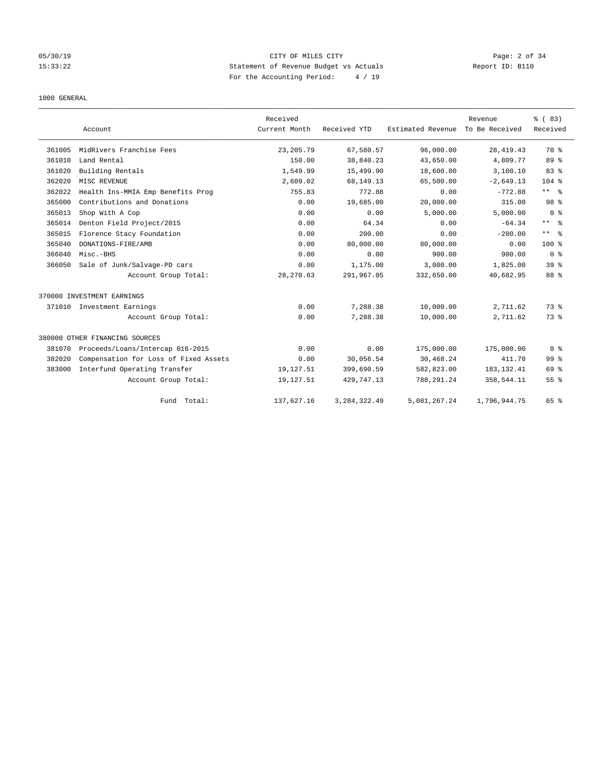CITY OF MILES CITY
Statement of Revenue Budget vs Actuals
For the Accounting Period: 4 / 19

05/30/19
15:33:22

Report ID: B110

1000 GENERAL

| | Account | Received Current Month | Received YTD | Estimated Revenue | Revenue To Be Received | % ( 83) Received |
|---|---|---|---|---|---|---|
| 361005 | MidRivers Franchise Fees | 23,205.79 | 67,580.57 | 96,000.00 | 28,419.43 | 70 % |
| 361010 | Land Rental | 150.00 | 38,840.23 | 43,650.00 | 4,809.77 | 89 % |
| 361020 | Building Rentals | 1,549.99 | 15,499.90 | 18,600.00 | 3,100.10 | 83 % |
| 362020 | MISC REVENUE | 2,609.02 | 68,149.13 | 65,500.00 | -2,649.13 | 104 % |
| 362022 | Health Ins-MMIA Emp Benefits Prog | 755.83 | 772.88 | 0.00 | -772.88 | ** % |
| 365000 | Contributions and Donations | 0.00 | 19,685.00 | 20,000.00 | 315.00 | 98 % |
| 365013 | Shop With A Cop | 0.00 | 0.00 | 5,000.00 | 5,000.00 | 0 % |
| 365014 | Denton Field Project/2015 | 0.00 | 64.34 | 0.00 | -64.34 | ** % |
| 365015 | Florence Stacy Foundation | 0.00 | 200.00 | 0.00 | -200.00 | ** % |
| 365040 | DONATIONS-FIRE/AMB | 0.00 | 80,000.00 | 80,000.00 | 0.00 | 100 % |
| 366040 | Misc.-BHS | 0.00 | 0.00 | 900.00 | 900.00 | 0 % |
| 366050 | Sale of Junk/Salvage-PD cars | 0.00 | 1,175.00 | 3,000.00 | 1,825.00 | 39 % |
| | Account Group Total: | 28,270.63 | 291,967.05 | 332,650.00 | 40,682.95 | 88 % |
| 370000 INVESTMENT EARNINGS | | | | | | |
| 371010 | Investment Earnings | 0.00 | 7,288.38 | 10,000.00 | 2,711.62 | 73 % |
| | Account Group Total: | 0.00 | 7,288.38 | 10,000.00 | 2,711.62 | 73 % |
| 380000 OTHER FINANCING SOURCES | | | | | | |
| 381070 | Proceeds/Loans/Intercap 016-2015 | 0.00 | 0.00 | 175,000.00 | 175,000.00 | 0 % |
| 382020 | Compensation for Loss of Fixed Assets | 0.00 | 30,056.54 | 30,468.24 | 411.70 | 99 % |
| 383000 | Interfund Operating Transfer | 19,127.51 | 399,690.59 | 582,823.00 | 183,132.41 | 69 % |
| | Account Group Total: | 19,127.51 | 429,747.13 | 788,291.24 | 358,544.11 | 55 % |
| | Fund Total: | 137,627.16 | 3,284,322.49 | 5,081,267.24 | 1,796,944.75 | 65 % |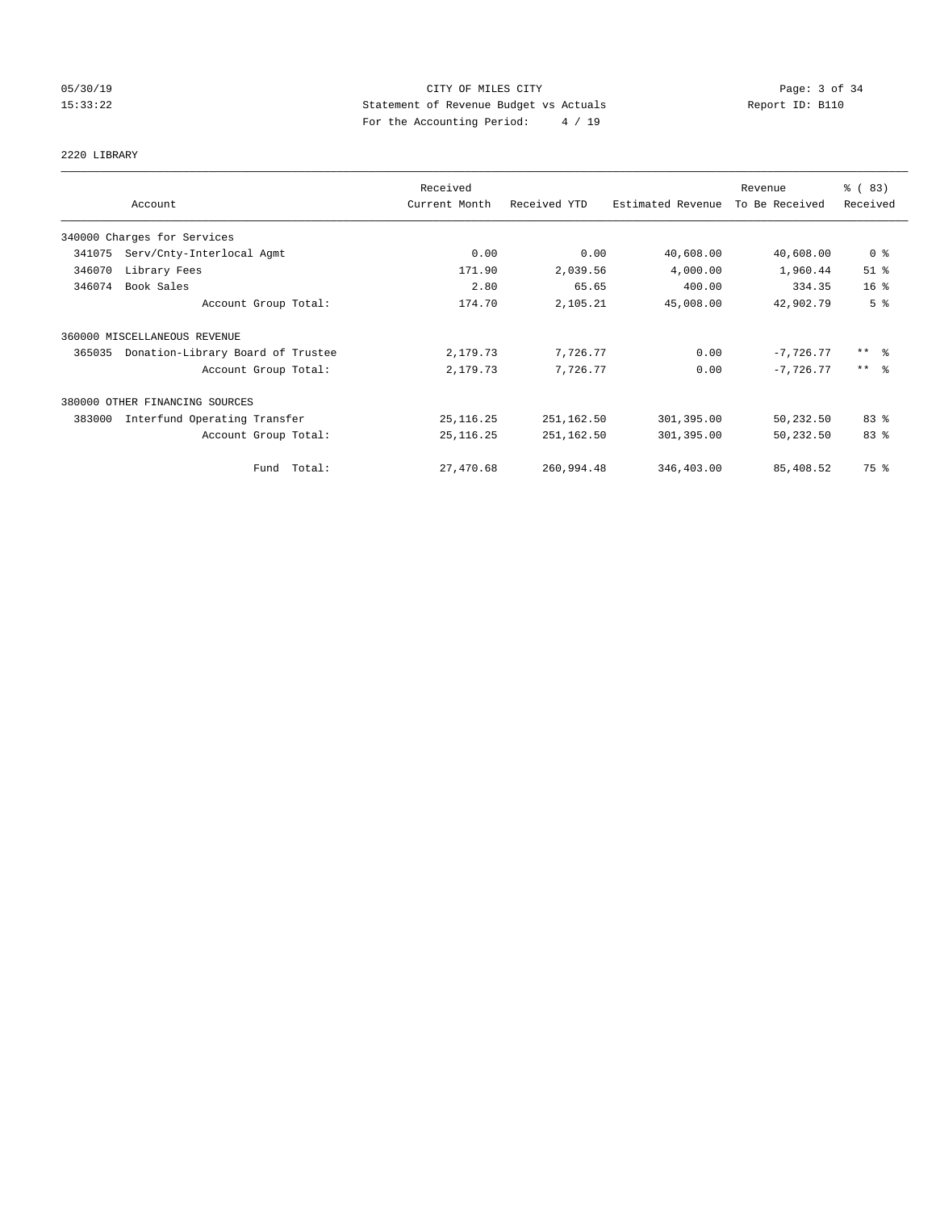CITY OF MILES CITY
Statement of Revenue Budget vs Actuals
For the Accounting Period: 4 / 19

05/30/19
15:33:22

Report ID: B110

2220 LIBRARY

| Account | Received Current Month | Received YTD | Estimated Revenue | Revenue To Be Received | % ( 83) Received |
|---|---|---|---|---|---|
| 340000 Charges for Services | | | | | |
| 341075 Serv/Cnty-Interlocal Agmt | 0.00 | 0.00 | 40,608.00 | 40,608.00 | 0 % |
| 346070 Library Fees | 171.90 | 2,039.56 | 4,000.00 | 1,960.44 | 51 % |
| 346074 Book Sales | 2.80 | 65.65 | 400.00 | 334.35 | 16 % |
| Account Group Total: | 174.70 | 2,105.21 | 45,008.00 | 42,902.79 | 5 % |
| 360000 MISCELLANEOUS REVENUE | | | | | |
| 365035 Donation-Library Board of Trustee | 2,179.73 | 7,726.77 | 0.00 | -7,726.77 | ** % |
| Account Group Total: | 2,179.73 | 7,726.77 | 0.00 | -7,726.77 | ** % |
| 380000 OTHER FINANCING SOURCES | | | | | |
| 383000 Interfund Operating Transfer | 25,116.25 | 251,162.50 | 301,395.00 | 50,232.50 | 83 % |
| Account Group Total: | 25,116.25 | 251,162.50 | 301,395.00 | 50,232.50 | 83 % |
| Fund Total: | 27,470.68 | 260,994.48 | 346,403.00 | 85,408.52 | 75 % |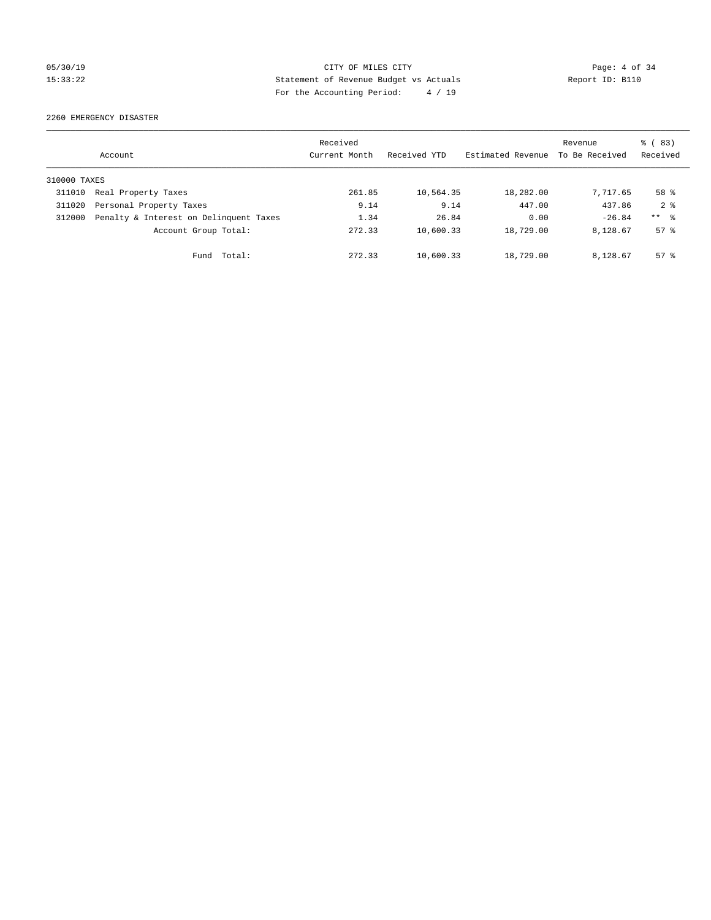CITY OF MILES CITY
Statement of Revenue Budget vs Actuals
For the Accounting Period: 4 / 19

2260 EMERGENCY DISASTER

| Account | | Received Current Month | Received YTD | Estimated Revenue | Revenue To Be Received | % ( 83) Received |
|---|---|---|---|---|---|---|
| 310000 TAXES | | | | | | |
| 311010 | Real Property Taxes | 261.85 | 10,564.35 | 18,282.00 | 7,717.65 | 58 % |
| 311020 | Personal Property Taxes | 9.14 | 9.14 | 447.00 | 437.86 | 2 % |
| 312000 | Penalty & Interest on Delinquent Taxes | 1.34 | 26.84 | 0.00 | -26.84 | ** % |
| | Account Group Total: | 272.33 | 10,600.33 | 18,729.00 | 8,128.67 | 57 % |
| | Fund Total: | 272.33 | 10,600.33 | 18,729.00 | 8,128.67 | 57 % |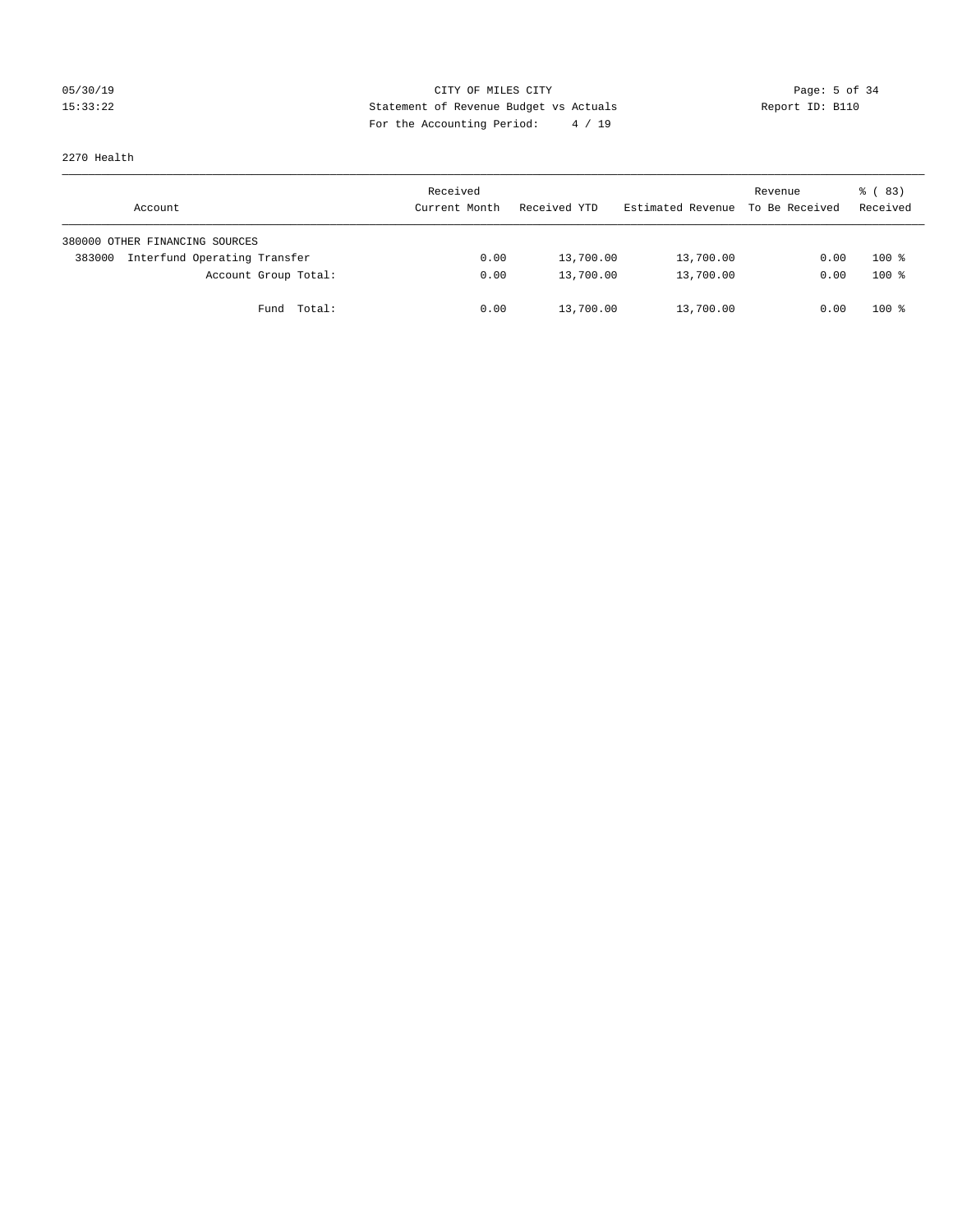CITY OF MILES CITY
Statement of Revenue Budget vs Actuals
For the Accounting Period: 4 / 19

05/30/19
15:33:22

Report ID: B110

2270 Health

| Account | Received Current Month | Received YTD | Estimated Revenue | Revenue To Be Received | % ( 83) Received |
|---|---|---|---|---|---|
| 380000 OTHER FINANCING SOURCES | | | | | |
| 383000 Interfund Operating Transfer | 0.00 | 13,700.00 | 13,700.00 | 0.00 | 100 % |
| Account Group Total: | 0.00 | 13,700.00 | 13,700.00 | 0.00 | 100 % |
| Fund Total: | 0.00 | 13,700.00 | 13,700.00 | 0.00 | 100 % |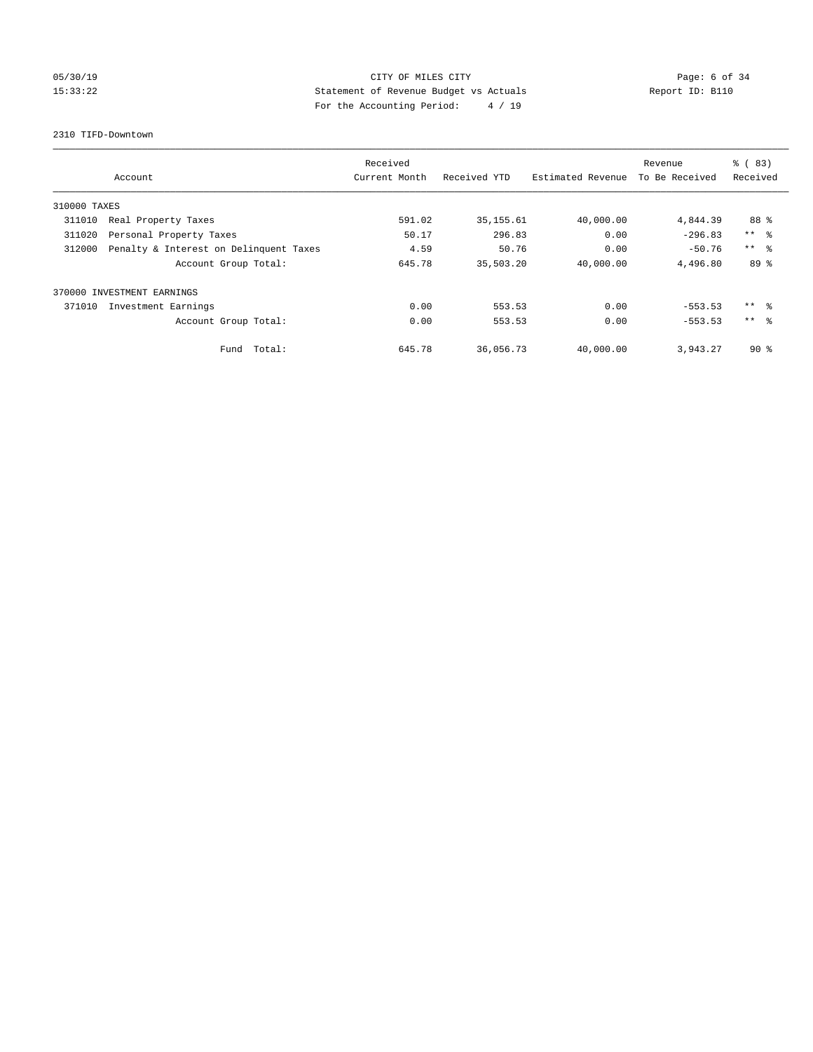CITY OF MILES CITY
Statement of Revenue Budget vs Actuals
For the Accounting Period: 4 / 19

05/30/19
15:33:22

Report ID: B110

2310 TIFD-Downtown

| Account | Received Current Month | Received YTD | Estimated Revenue | Revenue To Be Received | % ( 83) Received |
|---|---|---|---|---|---|
| 310000 TAXES | | | | | |
| 311010 Real Property Taxes | 591.02 | 35,155.61 | 40,000.00 | 4,844.39 | 88 % |
| 311020 Personal Property Taxes | 50.17 | 296.83 | 0.00 | -296.83 | ** % |
| 312000 Penalty & Interest on Delinquent Taxes | 4.59 | 50.76 | 0.00 | -50.76 | ** % |
| Account Group Total: | 645.78 | 35,503.20 | 40,000.00 | 4,496.80 | 89 % |
| 370000 INVESTMENT EARNINGS | | | | | |
| 371010 Investment Earnings | 0.00 | 553.53 | 0.00 | -553.53 | ** % |
| Account Group Total: | 0.00 | 553.53 | 0.00 | -553.53 | ** % |
| Fund Total: | 645.78 | 36,056.73 | 40,000.00 | 3,943.27 | 90 % |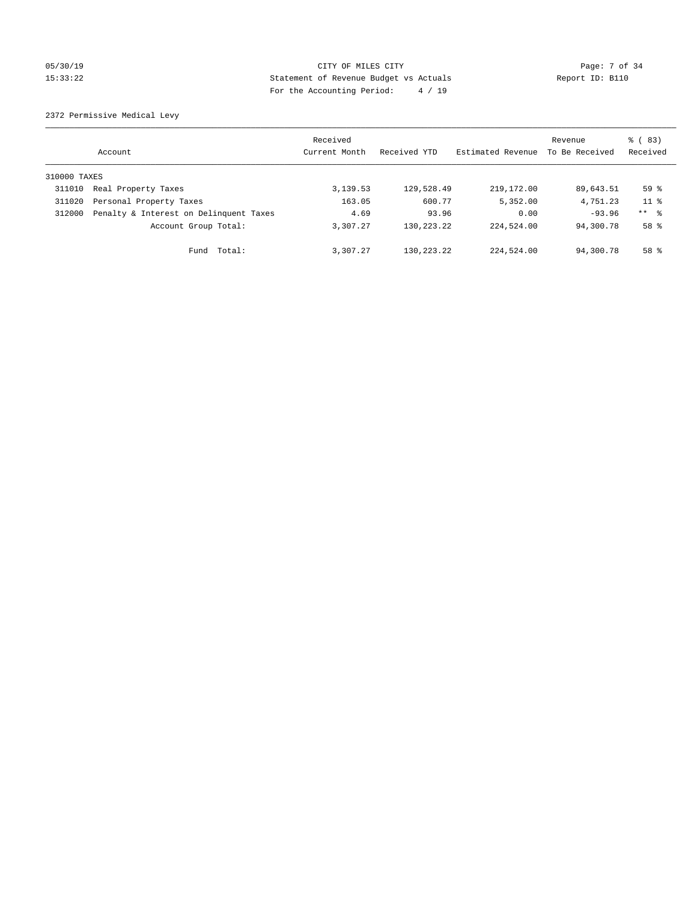CITY OF MILES CITY
Statement of Revenue Budget vs Actuals
For the Accounting Period: 4 / 19

05/30/19
15:33:22

Report ID: B110

2372 Permissive Medical Levy

| Account | | Received Current Month | Received YTD | Estimated Revenue | Revenue To Be Received | % ( 83) Received |
|---|---|---|---|---|---|---|
| 310000 TAXES | | | | | | |
| 311010 | Real Property Taxes | 3,139.53 | 129,528.49 | 219,172.00 | 89,643.51 | 59 % |
| 311020 | Personal Property Taxes | 163.05 | 600.77 | 5,352.00 | 4,751.23 | 11 % |
| 312000 | Penalty & Interest on Delinquent Taxes | 4.69 | 93.96 | 0.00 | -93.96 | ** % |
| | Account Group Total: | 3,307.27 | 130,223.22 | 224,524.00 | 94,300.78 | 58 % |
| | Fund Total: | 3,307.27 | 130,223.22 | 224,524.00 | 94,300.78 | 58 % |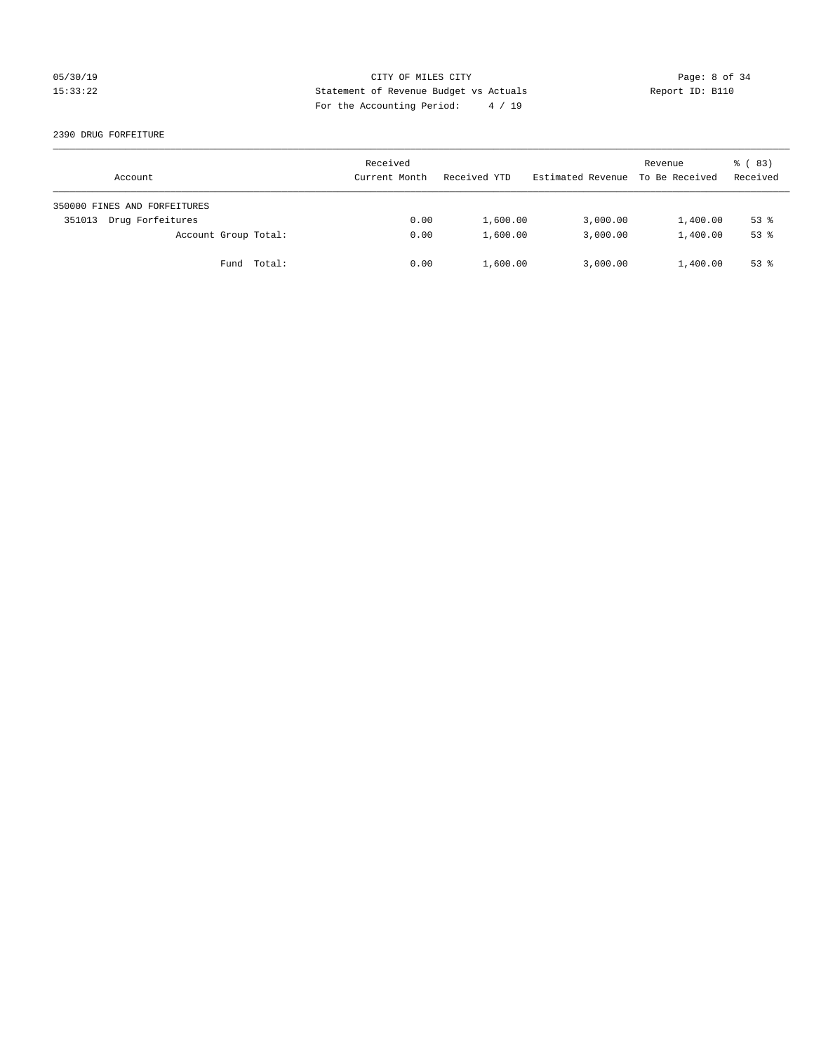CITY OF MILES CITY

Statement of Revenue Budget vs Actuals

For the Accounting Period: 4 / 19

05/30/19
15:33:22

Report ID: B110

2390 DRUG FORFEITURE

| Account | Received Current Month | Received YTD | Estimated Revenue | Revenue To Be Received | % ( 83) Received |
|---|---|---|---|---|---|
| 350000 FINES AND FORFEITURES | | | | | |
| 351013 Drug Forfeitures | 0.00 | 1,600.00 | 3,000.00 | 1,400.00 | 53 % |
| Account Group Total: | 0.00 | 1,600.00 | 3,000.00 | 1,400.00 | 53 % |
| Fund Total: | 0.00 | 1,600.00 | 3,000.00 | 1,400.00 | 53 % |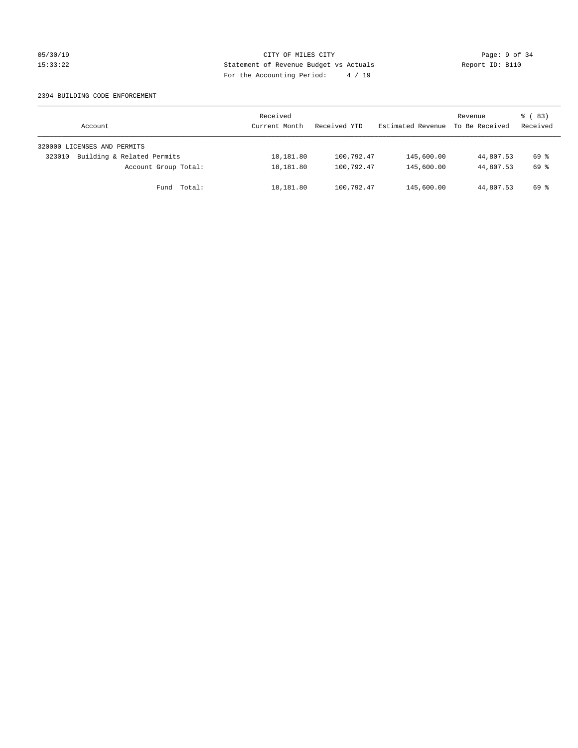CITY OF MILES CITY
Statement of Revenue Budget vs Actuals
For the Accounting Period: 4 / 19

05/30/19
15:33:22

Report ID: B110

2394 BUILDING CODE ENFORCEMENT

| Account | Received Current Month | Received YTD | Estimated Revenue | Revenue To Be Received | % ( 83) Received |
|---|---|---|---|---|---|
| 320000 LICENSES AND PERMITS | | | | | |
| 323010 Building & Related Permits | 18,181.80 | 100,792.47 | 145,600.00 | 44,807.53 | 69 % |
| Account Group Total: | 18,181.80 | 100,792.47 | 145,600.00 | 44,807.53 | 69 % |
| Fund Total: | 18,181.80 | 100,792.47 | 145,600.00 | 44,807.53 | 69 % |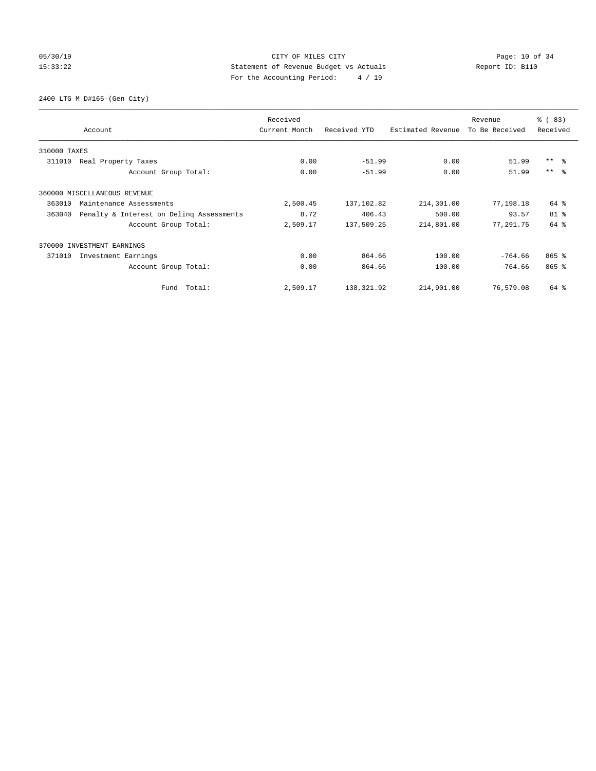CITY OF MILES CITY
Statement of Revenue Budget vs Actuals
For the Accounting Period: 4 / 19

05/30/19
15:33:22

Report ID: B110

2400 LTG M D#165-(Gen City)

| Account | Received Current Month | Received YTD | Estimated Revenue | Revenue To Be Received | % ( 83) Received |
|---|---|---|---|---|---|
| 310000 TAXES | | | | | |
| 311010 Real Property Taxes | 0.00 | -51.99 | 0.00 | 51.99 | ** % |
| Account Group Total: | 0.00 | -51.99 | 0.00 | 51.99 | ** % |
| 360000 MISCELLANEOUS REVENUE | | | | | |
| 363010 Maintenance Assessments | 2,500.45 | 137,102.82 | 214,301.00 | 77,198.18 | 64 % |
| 363040 Penalty & Interest on Delinq Assessments | 8.72 | 406.43 | 500.00 | 93.57 | 81 % |
| Account Group Total: | 2,509.17 | 137,509.25 | 214,801.00 | 77,291.75 | 64 % |
| 370000 INVESTMENT EARNINGS | | | | | |
| 371010 Investment Earnings | 0.00 | 864.66 | 100.00 | -764.66 | 865 % |
| Account Group Total: | 0.00 | 864.66 | 100.00 | -764.66 | 865 % |
| Fund Total: | 2,509.17 | 138,321.92 | 214,901.00 | 76,579.08 | 64 % |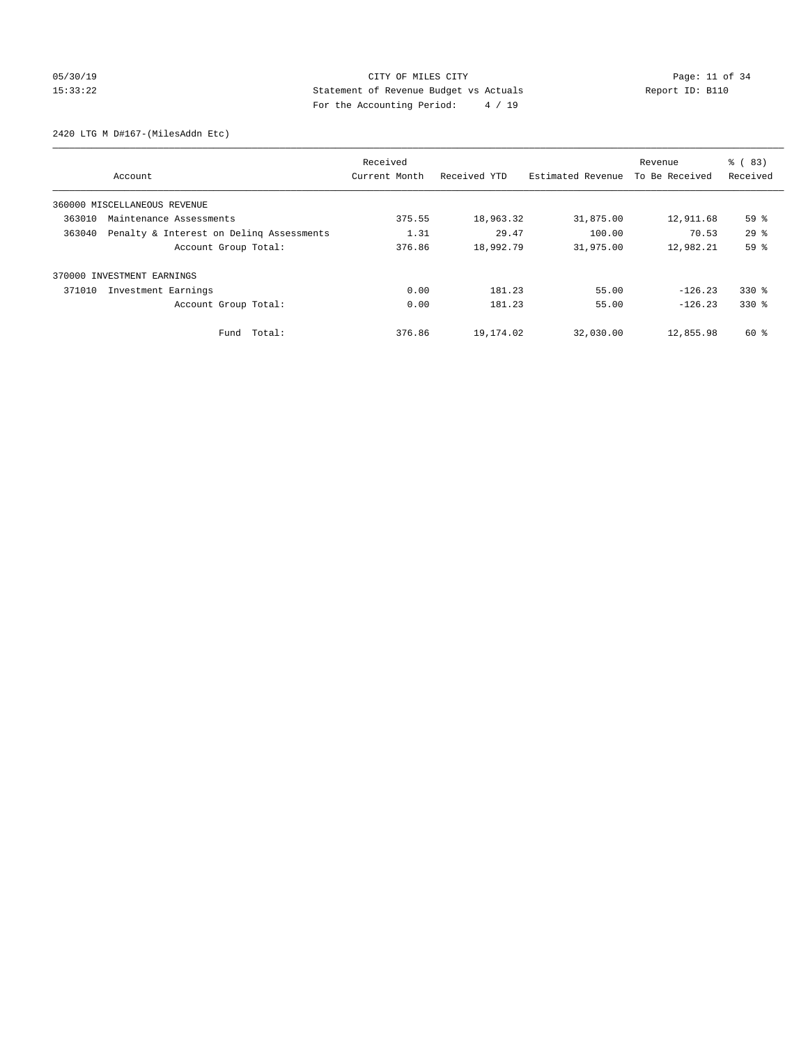CITY OF MILES CITY
Statement of Revenue Budget vs Actuals
For the Accounting Period: 4 / 19

05/30/19
15:33:22

Report ID: B110

2420 LTG M D#167-(MilesAddn Etc)

| Account | Received Current Month | Received YTD | Estimated Revenue | Revenue To Be Received | % ( 83) Received |
|---|---|---|---|---|---|
| 360000 MISCELLANEOUS REVENUE | | | | | |
| 363010 Maintenance Assessments | 375.55 | 18,963.32 | 31,875.00 | 12,911.68 | 59 % |
| 363040 Penalty & Interest on Delinq Assessments | 1.31 | 29.47 | 100.00 | 70.53 | 29 % |
| Account Group Total: | 376.86 | 18,992.79 | 31,975.00 | 12,982.21 | 59 % |
| 370000 INVESTMENT EARNINGS | | | | | |
| 371010 Investment Earnings | 0.00 | 181.23 | 55.00 | -126.23 | 330 % |
| Account Group Total: | 0.00 | 181.23 | 55.00 | -126.23 | 330 % |
| Fund Total: | 376.86 | 19,174.02 | 32,030.00 | 12,855.98 | 60 % |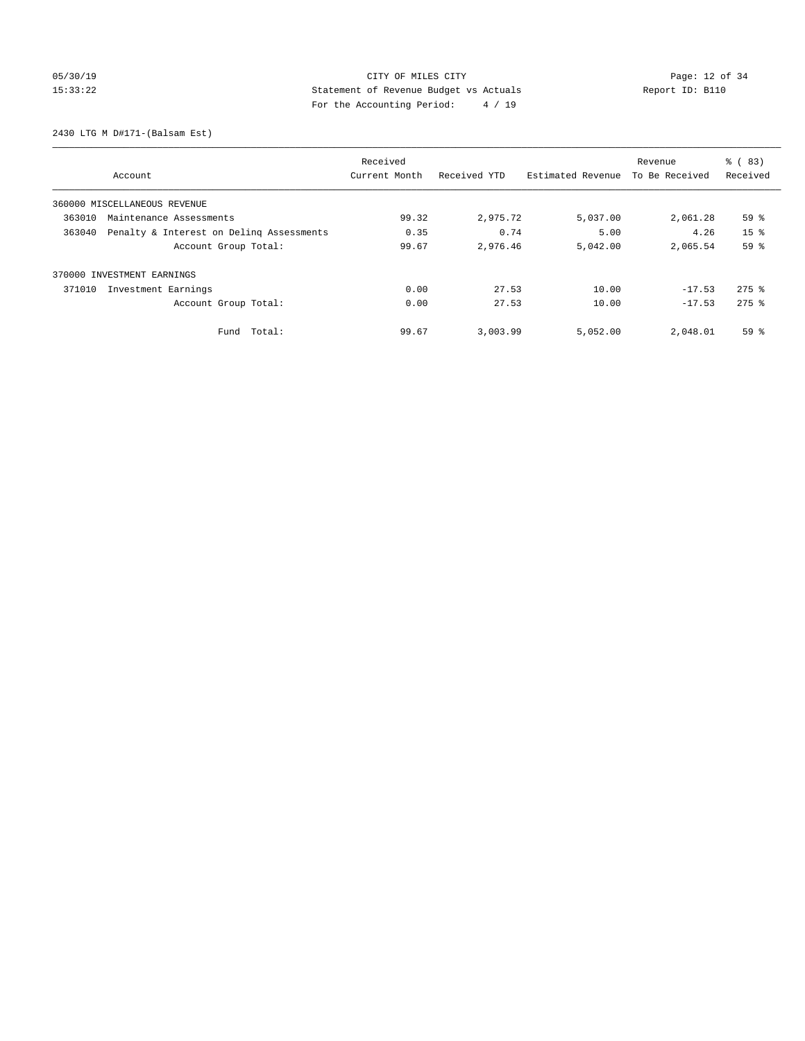CITY OF MILES CITY
Statement of Revenue Budget vs Actuals
For the Accounting Period: 4 / 19

05/30/19
15:33:22

Report ID: B110

2430 LTG M D#171-(Balsam Est)

| Account | Received Current Month | Received YTD | Estimated Revenue | Revenue To Be Received | % ( 83) Received |
|---|---|---|---|---|---|
| 360000 MISCELLANEOUS REVENUE | | | | | |
| 363010 Maintenance Assessments | 99.32 | 2,975.72 | 5,037.00 | 2,061.28 | 59 % |
| 363040 Penalty & Interest on Delinq Assessments | 0.35 | 0.74 | 5.00 | 4.26 | 15 % |
| Account Group Total: | 99.67 | 2,976.46 | 5,042.00 | 2,065.54 | 59 % |
| 370000 INVESTMENT EARNINGS | | | | | |
| 371010 Investment Earnings | 0.00 | 27.53 | 10.00 | -17.53 | 275 % |
| Account Group Total: | 0.00 | 27.53 | 10.00 | -17.53 | 275 % |
| Fund Total: | 99.67 | 3,003.99 | 5,052.00 | 2,048.01 | 59 % |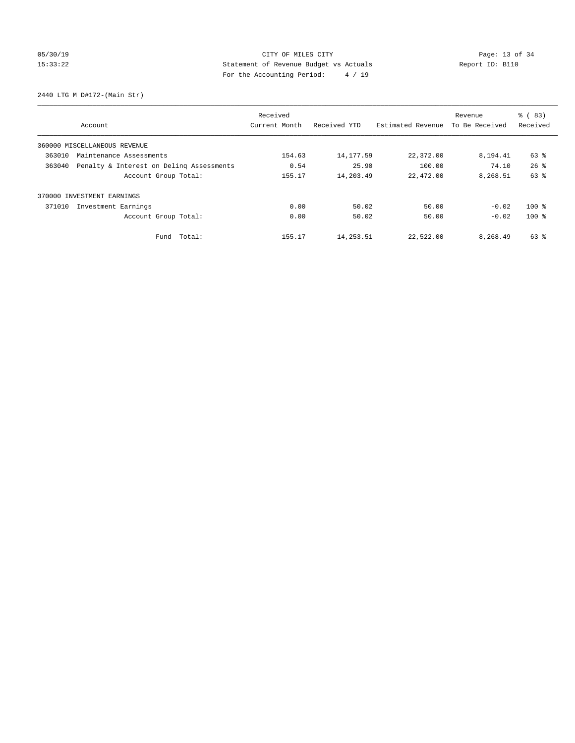CITY OF MILES CITY

Statement of Revenue Budget vs Actuals

For the Accounting Period: 4 / 19

05/30/19
15:33:22

Report ID: B110

2440 LTG M D#172-(Main Str)

| Account | Received Current Month | Received YTD | Estimated Revenue | Revenue To Be Received | % ( 83) Received |
|---|---|---|---|---|---|
| 360000 MISCELLANEOUS REVENUE | | | | | |
| 363010 Maintenance Assessments | 154.63 | 14,177.59 | 22,372.00 | 8,194.41 | 63 % |
| 363040 Penalty & Interest on Delinq Assessments | 0.54 | 25.90 | 100.00 | 74.10 | 26 % |
| Account Group Total: | 155.17 | 14,203.49 | 22,472.00 | 8,268.51 | 63 % |
| 370000 INVESTMENT EARNINGS | | | | | |
| 371010 Investment Earnings | 0.00 | 50.02 | 50.00 | -0.02 | 100 % |
| Account Group Total: | 0.00 | 50.02 | 50.00 | -0.02 | 100 % |
| Fund Total: | 155.17 | 14,253.51 | 22,522.00 | 8,268.49 | 63 % |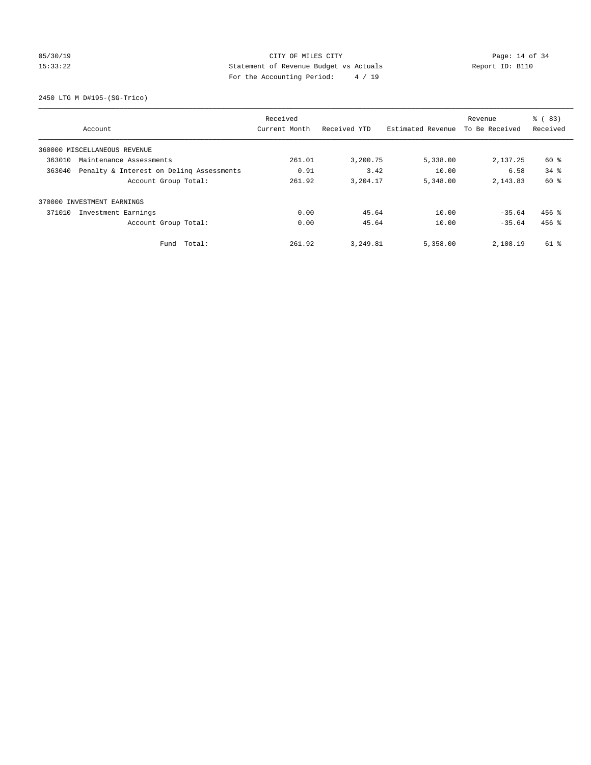CITY OF MILES CITY
Statement of Revenue Budget vs Actuals
For the Accounting Period: 4 / 19

05/30/19
15:33:22

Report ID: B110

2450 LTG M D#195-(SG-Trico)

| Account | Received Current Month | Received YTD | Estimated Revenue | Revenue To Be Received | % ( 83) Received |
|---|---|---|---|---|---|
| 360000 MISCELLANEOUS REVENUE | | | | | |
| 363010 Maintenance Assessments | 261.01 | 3,200.75 | 5,338.00 | 2,137.25 | 60 % |
| 363040 Penalty & Interest on Delinq Assessments | 0.91 | 3.42 | 10.00 | 6.58 | 34 % |
| Account Group Total: | 261.92 | 3,204.17 | 5,348.00 | 2,143.83 | 60 % |
| 370000 INVESTMENT EARNINGS | | | | | |
| 371010 Investment Earnings | 0.00 | 45.64 | 10.00 | -35.64 | 456 % |
| Account Group Total: | 0.00 | 45.64 | 10.00 | -35.64 | 456 % |
| Fund Total: | 261.92 | 3,249.81 | 5,358.00 | 2,108.19 | 61 % |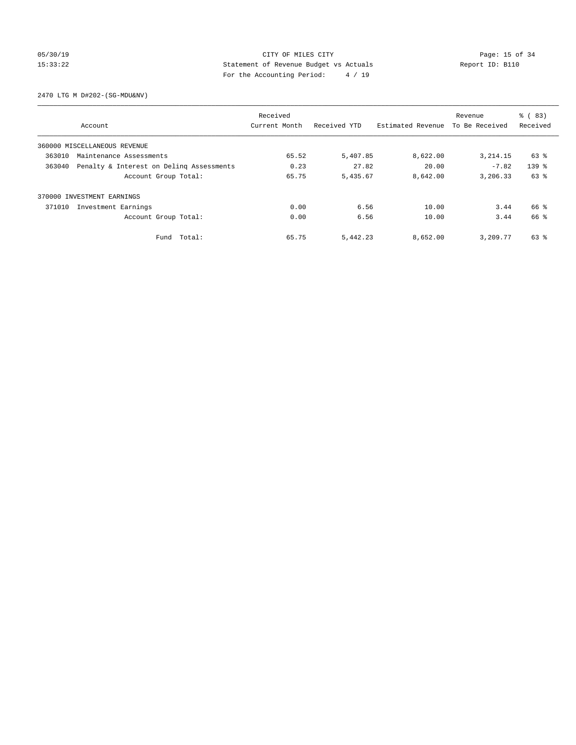CITY OF MILES CITY

Statement of Revenue Budget vs Actuals

For the Accounting Period: 4 / 19

05/30/19 15:33:22

Report ID: B110

2470 LTG M D#202-(SG-MDU&NV)

| Account | Received Current Month | Received YTD | Estimated Revenue | Revenue To Be Received | % ( 83) Received |
|---|---|---|---|---|---|
| 360000 MISCELLANEOUS REVENUE | | | | | |
| 363010 Maintenance Assessments | 65.52 | 5,407.85 | 8,622.00 | 3,214.15 | 63 % |
| 363040 Penalty & Interest on Delinq Assessments | 0.23 | 27.82 | 20.00 | -7.82 | 139 % |
| Account Group Total: | 65.75 | 5,435.67 | 8,642.00 | 3,206.33 | 63 % |
| 370000 INVESTMENT EARNINGS | | | | | |
| 371010 Investment Earnings | 0.00 | 6.56 | 10.00 | 3.44 | 66 % |
| Account Group Total: | 0.00 | 6.56 | 10.00 | 3.44 | 66 % |
| Fund Total: | 65.75 | 5,442.23 | 8,652.00 | 3,209.77 | 63 % |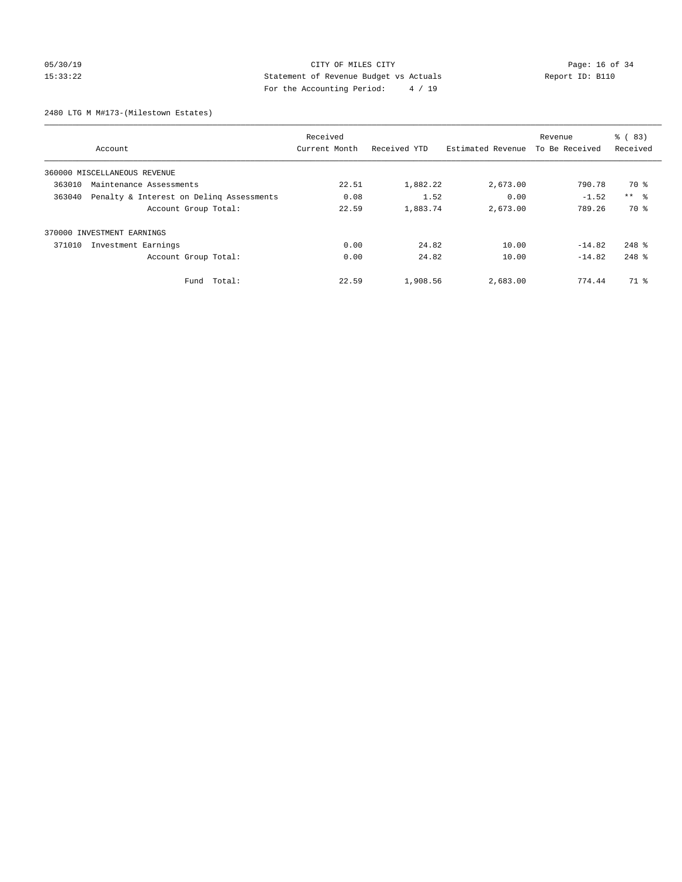CITY OF MILES CITY
Statement of Revenue Budget vs Actuals
For the Accounting Period: 4 / 19

05/30/19
15:33:22

Report ID: B110

2480 LTG M M#173-(Milestown Estates)

| Account | Received Current Month | Received YTD | Estimated Revenue | Revenue To Be Received | % ( 83) Received |
|---|---|---|---|---|---|
| 360000 MISCELLANEOUS REVENUE | | | | | |
| 363010 Maintenance Assessments | 22.51 | 1,882.22 | 2,673.00 | 790.78 | 70 % |
| 363040 Penalty & Interest on Delinq Assessments | 0.08 | 1.52 | 0.00 | -1.52 | ** % |
| Account Group Total: | 22.59 | 1,883.74 | 2,673.00 | 789.26 | 70 % |
| 370000 INVESTMENT EARNINGS | | | | | |
| 371010 Investment Earnings | 0.00 | 24.82 | 10.00 | -14.82 | 248 % |
| Account Group Total: | 0.00 | 24.82 | 10.00 | -14.82 | 248 % |
| Fund Total: | 22.59 | 1,908.56 | 2,683.00 | 774.44 | 71 % |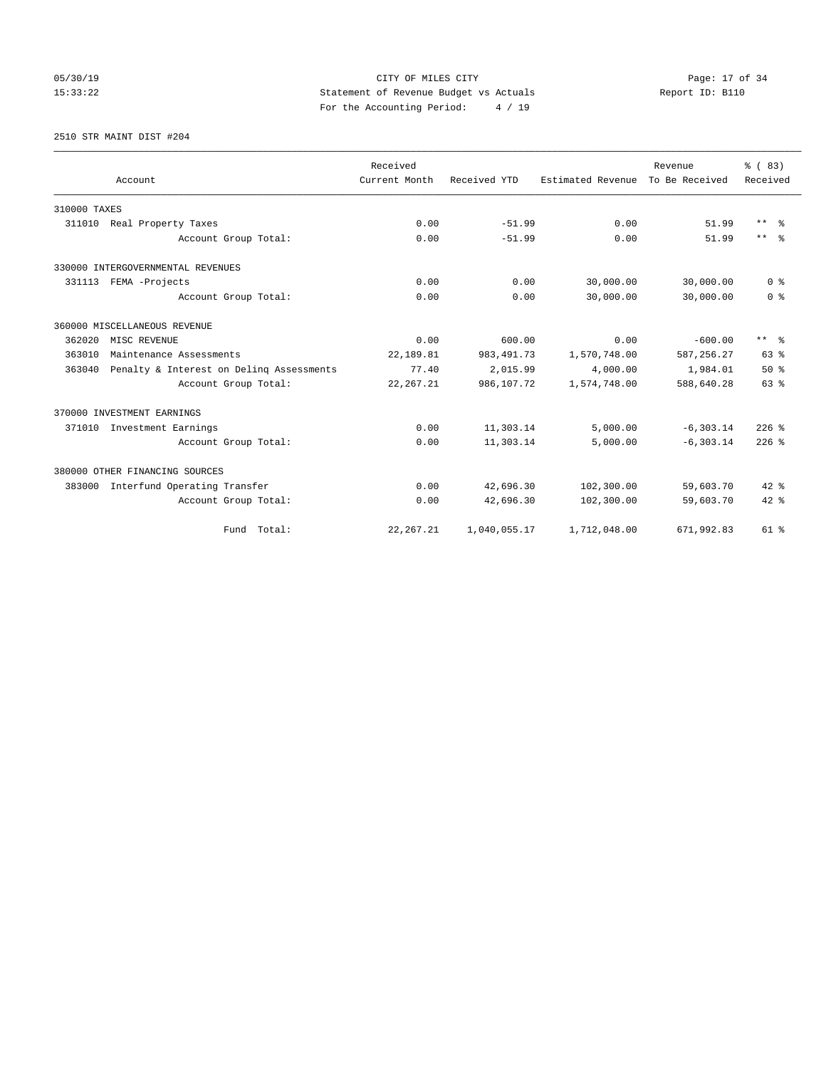CITY OF MILES CITY
Statement of Revenue Budget vs Actuals
Report ID: B110
For the Accounting Period: 4 / 19

05/30/19
15:33:22

2510 STR MAINT DIST #204

| Account | Received Current Month | Received YTD | Estimated Revenue | Revenue To Be Received | % ( 83) Received |
|---|---|---|---|---|---|
| 310000 TAXES | | | | | |
| 311010 Real Property Taxes | 0.00 | -51.99 | 0.00 | 51.99 | ** % |
| Account Group Total: | 0.00 | -51.99 | 0.00 | 51.99 | ** % |
| 330000 INTERGOVERNMENTAL REVENUES | | | | | |
| 331113 FEMA -Projects | 0.00 | 0.00 | 30,000.00 | 30,000.00 | 0 % |
| Account Group Total: | 0.00 | 0.00 | 30,000.00 | 30,000.00 | 0 % |
| 360000 MISCELLANEOUS REVENUE | | | | | |
| 362020 MISC REVENUE | 0.00 | 600.00 | 0.00 | -600.00 | ** % |
| 363010 Maintenance Assessments | 22,189.81 | 983,491.73 | 1,570,748.00 | 587,256.27 | 63 % |
| 363040 Penalty & Interest on Delinq Assessments | 77.40 | 2,015.99 | 4,000.00 | 1,984.01 | 50 % |
| Account Group Total: | 22,267.21 | 986,107.72 | 1,574,748.00 | 588,640.28 | 63 % |
| 370000 INVESTMENT EARNINGS | | | | | |
| 371010 Investment Earnings | 0.00 | 11,303.14 | 5,000.00 | -6,303.14 | 226 % |
| Account Group Total: | 0.00 | 11,303.14 | 5,000.00 | -6,303.14 | 226 % |
| 380000 OTHER FINANCING SOURCES | | | | | |
| 383000 Interfund Operating Transfer | 0.00 | 42,696.30 | 102,300.00 | 59,603.70 | 42 % |
| Account Group Total: | 0.00 | 42,696.30 | 102,300.00 | 59,603.70 | 42 % |
| Fund Total: | 22,267.21 | 1,040,055.17 | 1,712,048.00 | 671,992.83 | 61 % |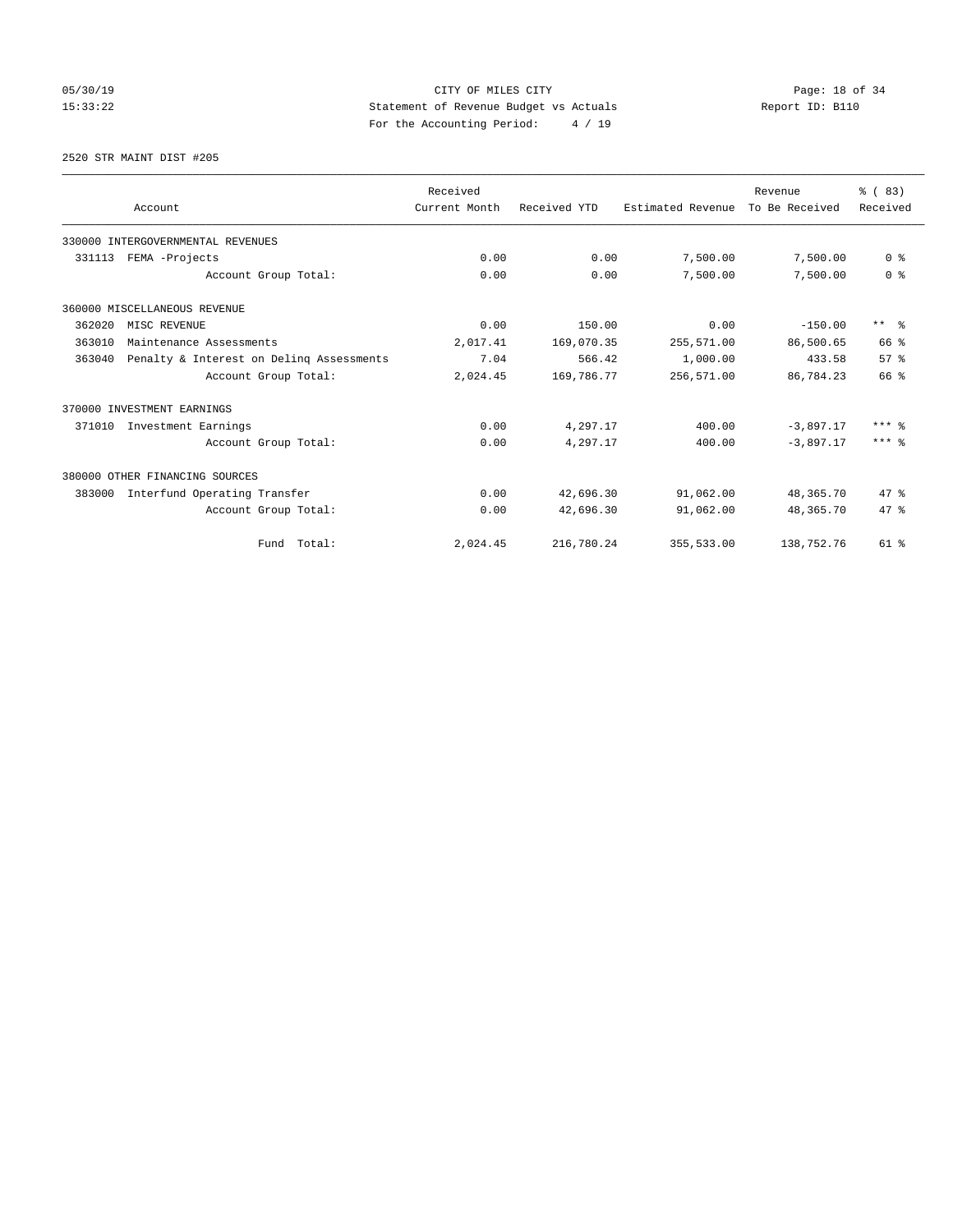CITY OF MILES CITY
Statement of Revenue Budget vs Actuals
For the Accounting Period: 4 / 19

05/30/19
15:33:22

Report ID: B110

2520 STR MAINT DIST #205

| Account | Received Current Month | Received YTD | Estimated Revenue | Revenue To Be Received | % ( 83) Received |
|---|---|---|---|---|---|
| 330000 INTERGOVERNMENTAL REVENUES | | | | | |
| 331113 FEMA -Projects | 0.00 | 0.00 | 7,500.00 | 7,500.00 | 0 % |
| Account Group Total: | 0.00 | 0.00 | 7,500.00 | 7,500.00 | 0 % |
| 360000 MISCELLANEOUS REVENUE | | | | | |
| 362020 MISC REVENUE | 0.00 | 150.00 | 0.00 | -150.00 | ** % |
| 363010 Maintenance Assessments | 2,017.41 | 169,070.35 | 255,571.00 | 86,500.65 | 66 % |
| 363040 Penalty & Interest on Delinq Assessments | 7.04 | 566.42 | 1,000.00 | 433.58 | 57 % |
| Account Group Total: | 2,024.45 | 169,786.77 | 256,571.00 | 86,784.23 | 66 % |
| 370000 INVESTMENT EARNINGS | | | | | |
| 371010 Investment Earnings | 0.00 | 4,297.17 | 400.00 | -3,897.17 | *** % |
| Account Group Total: | 0.00 | 4,297.17 | 400.00 | -3,897.17 | *** % |
| 380000 OTHER FINANCING SOURCES | | | | | |
| 383000 Interfund Operating Transfer | 0.00 | 42,696.30 | 91,062.00 | 48,365.70 | 47 % |
| Account Group Total: | 0.00 | 42,696.30 | 91,062.00 | 48,365.70 | 47 % |
| Fund Total: | 2,024.45 | 216,780.24 | 355,533.00 | 138,752.76 | 61 % |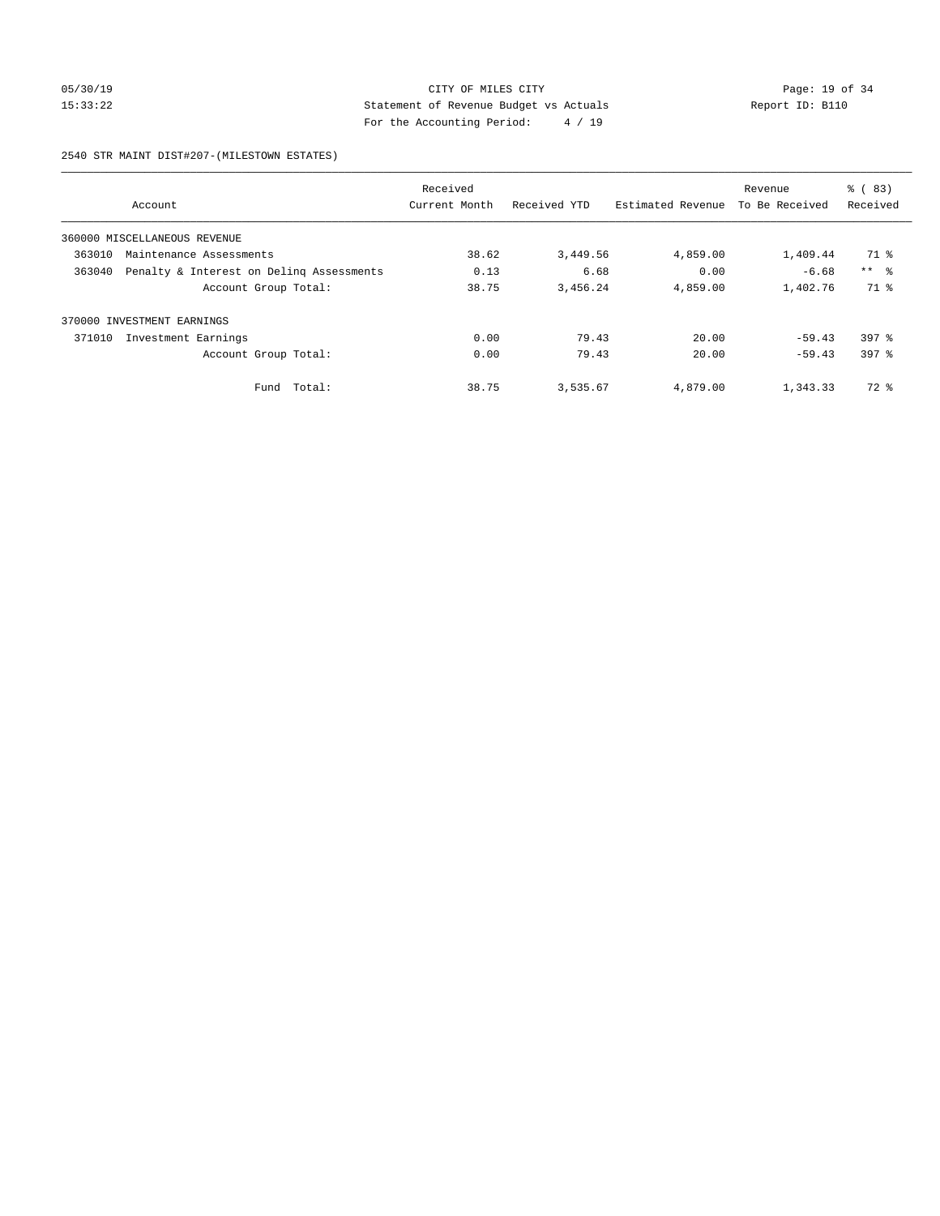CITY OF MILES CITY
Statement of Revenue Budget vs Actuals
For the Accounting Period: 4 / 19

2540 STR MAINT DIST#207-(MILESTOWN ESTATES)

| Account | Received Current Month | Received YTD | Estimated Revenue | Revenue To Be Received | % ( 83) Received |
|---|---|---|---|---|---|
| 360000 MISCELLANEOUS REVENUE | | | | | |
| 363010 Maintenance Assessments | 38.62 | 3,449.56 | 4,859.00 | 1,409.44 | 71 % |
| 363040 Penalty & Interest on Delinq Assessments | 0.13 | 6.68 | 0.00 | -6.68 | ** % |
| Account Group Total: | 38.75 | 3,456.24 | 4,859.00 | 1,402.76 | 71 % |
| 370000 INVESTMENT EARNINGS | | | | | |
| 371010 Investment Earnings | 0.00 | 79.43 | 20.00 | -59.43 | 397 % |
| Account Group Total: | 0.00 | 79.43 | 20.00 | -59.43 | 397 % |
| Fund Total: | 38.75 | 3,535.67 | 4,879.00 | 1,343.33 | 72 % |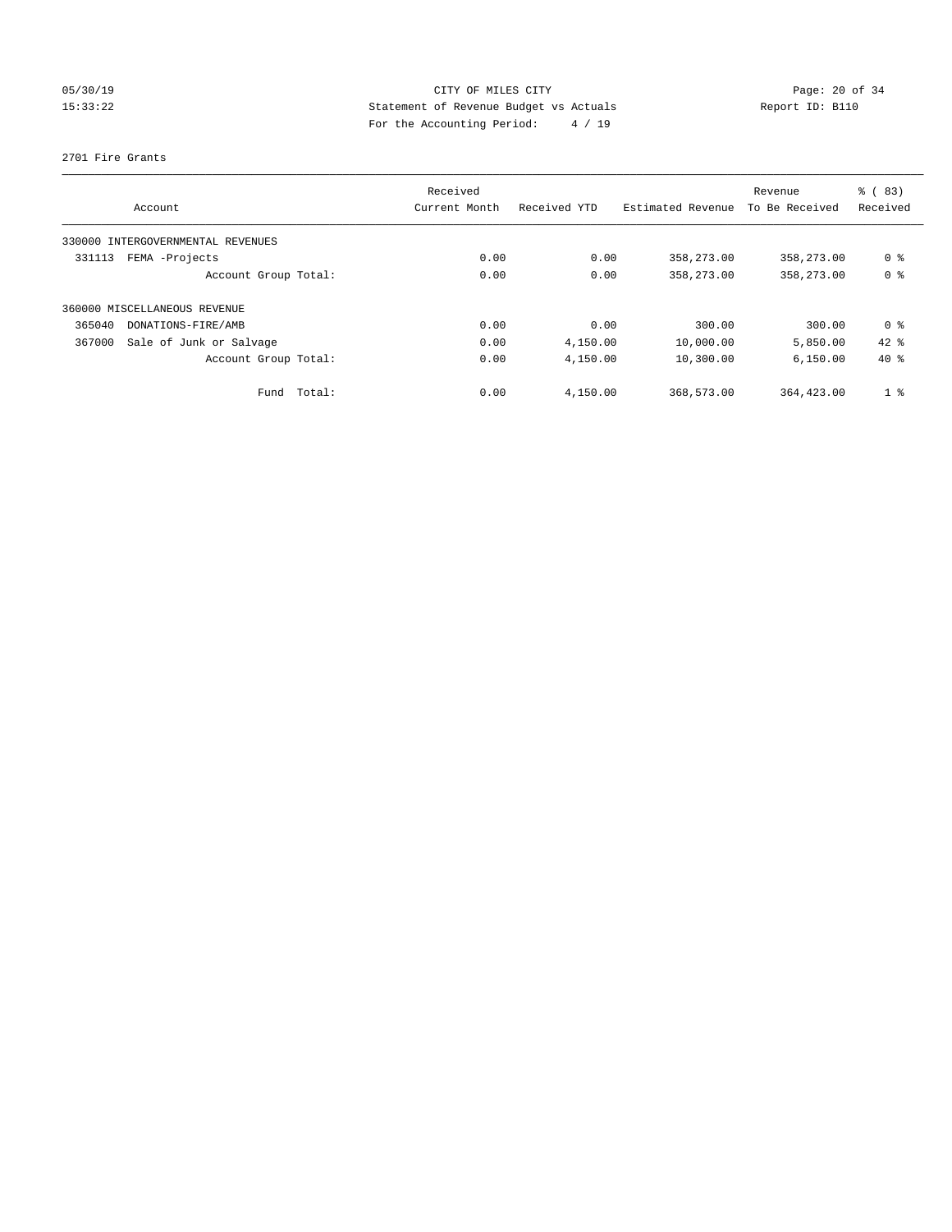CITY OF MILES CITY
Statement of Revenue Budget vs Actuals
For the Accounting Period: 4 / 19

05/30/19
15:33:22

Report ID: B110

2701 Fire Grants

| Account | Received Current Month | Received YTD | Estimated Revenue | Revenue To Be Received | % ( 83) Received |
|---|---|---|---|---|---|
| 330000 INTERGOVERNMENTAL REVENUES | | | | | |
| 331113 FEMA -Projects | 0.00 | 0.00 | 358,273.00 | 358,273.00 | 0 % |
| Account Group Total: | 0.00 | 0.00 | 358,273.00 | 358,273.00 | 0 % |
| 360000 MISCELLANEOUS REVENUE | | | | | |
| 365040 DONATIONS-FIRE/AMB | 0.00 | 0.00 | 300.00 | 300.00 | 0 % |
| 367000 Sale of Junk or Salvage | 0.00 | 4,150.00 | 10,000.00 | 5,850.00 | 42 % |
| Account Group Total: | 0.00 | 4,150.00 | 10,300.00 | 6,150.00 | 40 % |
| Fund Total: | 0.00 | 4,150.00 | 368,573.00 | 364,423.00 | 1 % |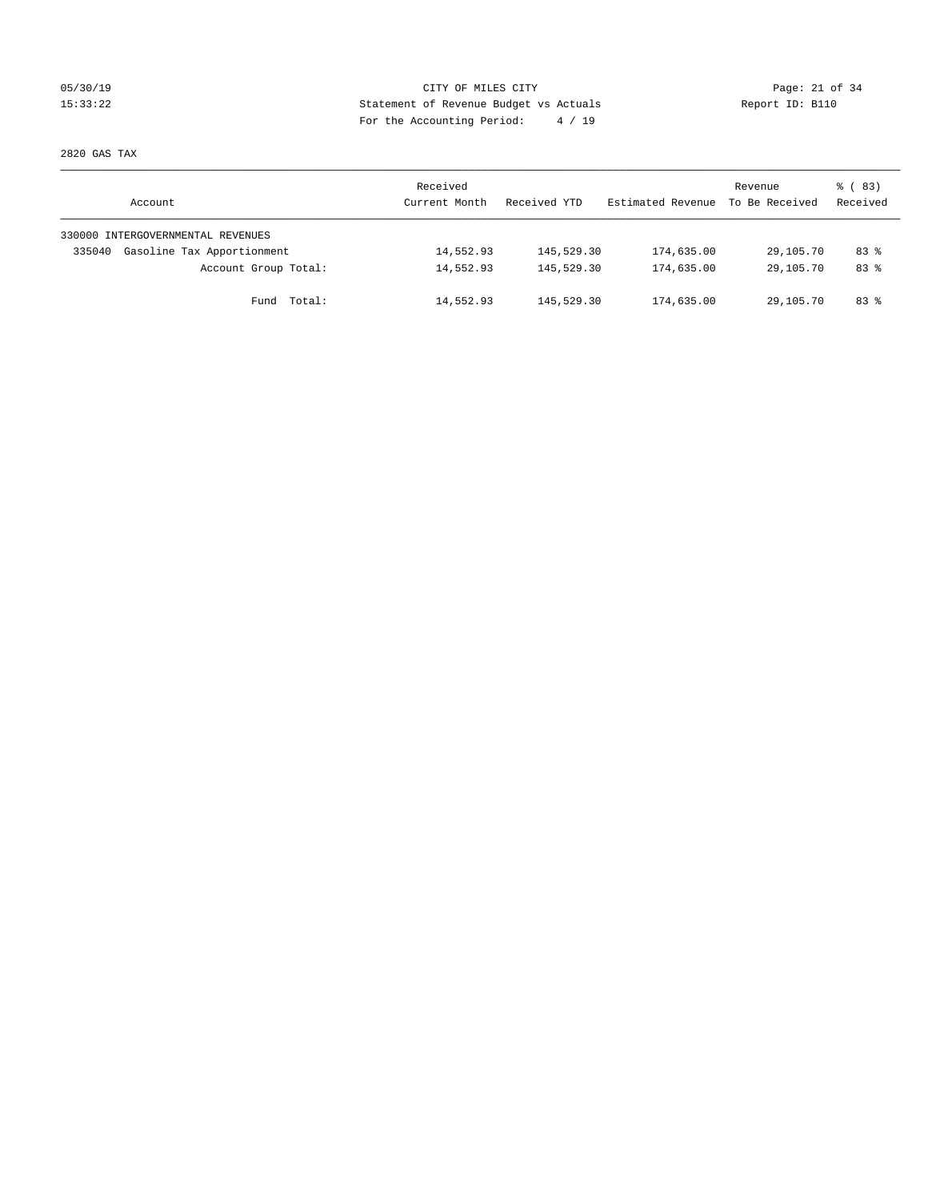CITY OF MILES CITY
Statement of Revenue Budget vs Actuals
For the Accounting Period: 4 / 19

05/30/19
15:33:22

Report ID: B110

2820 GAS TAX

| Account | Received Current Month | Received YTD | Estimated Revenue | Revenue To Be Received | % ( 83) Received |
|---|---|---|---|---|---|
| 330000 INTERGOVERNMENTAL REVENUES | | | | | |
| 335040 Gasoline Tax Apportionment | 14,552.93 | 145,529.30 | 174,635.00 | 29,105.70 | 83 % |
| Account Group Total: | 14,552.93 | 145,529.30 | 174,635.00 | 29,105.70 | 83 % |
| Fund Total: | 14,552.93 | 145,529.30 | 174,635.00 | 29,105.70 | 83 % |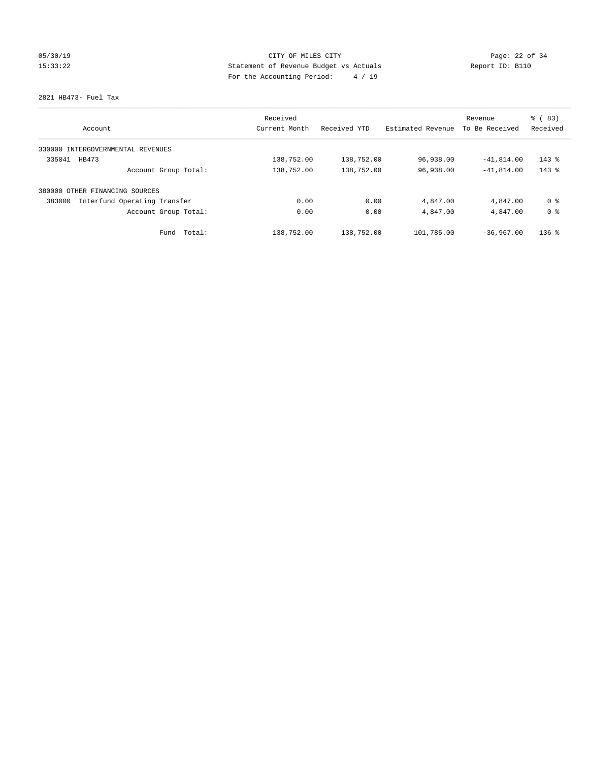05/30/19 CITY OF MILES CITY
15:33:22 Statement of Revenue Budget vs Actuals Report ID: B110
For the Accounting Period: 4 / 19

2821 HB473- Fuel Tax

| Account | Received Current Month | Received YTD | Estimated Revenue | Revenue To Be Received | % ( 83) Received |
|---|---|---|---|---|---|
| 330000 INTERGOVERNMENTAL REVENUES | | | | | |
| 335041 HB473 | 138,752.00 | 138,752.00 | 96,938.00 | -41,814.00 | 143 % |
| Account Group Total: | 138,752.00 | 138,752.00 | 96,938.00 | -41,814.00 | 143 % |
| 380000 OTHER FINANCING SOURCES | | | | | |
| 383000 Interfund Operating Transfer | 0.00 | 0.00 | 4,847.00 | 4,847.00 | 0 % |
| Account Group Total: | 0.00 | 0.00 | 4,847.00 | 4,847.00 | 0 % |
| Fund Total: | 138,752.00 | 138,752.00 | 101,785.00 | -36,967.00 | 136 % |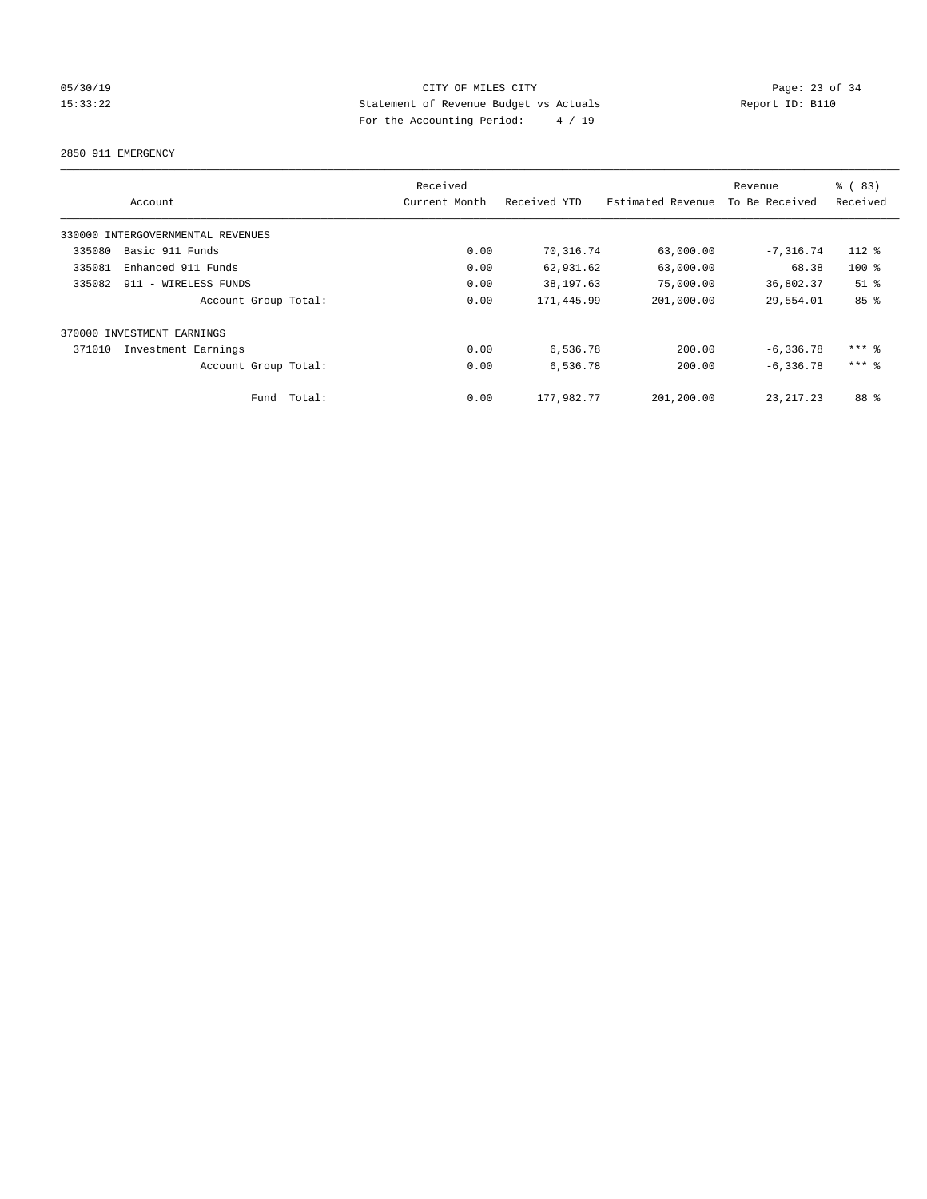CITY OF MILES CITY
Statement of Revenue Budget vs Actuals
For the Accounting Period: 4 / 19

05/30/19
15:33:22

Report ID: B110

2850 911 EMERGENCY

| Account | Received Current Month | Received YTD | Estimated Revenue | Revenue To Be Received | % ( 83) Received |
|---|---|---|---|---|---|
| 330000 INTERGOVERNMENTAL REVENUES | | | | | |
| 335080 Basic 911 Funds | 0.00 | 70,316.74 | 63,000.00 | -7,316.74 | 112 % |
| 335081 Enhanced 911 Funds | 0.00 | 62,931.62 | 63,000.00 | 68.38 | 100 % |
| 335082 911 - WIRELESS FUNDS | 0.00 | 38,197.63 | 75,000.00 | 36,802.37 | 51 % |
| Account Group Total: | 0.00 | 171,445.99 | 201,000.00 | 29,554.01 | 85 % |
| 370000 INVESTMENT EARNINGS | | | | | |
| 371010 Investment Earnings | 0.00 | 6,536.78 | 200.00 | -6,336.78 | *** % |
| Account Group Total: | 0.00 | 6,536.78 | 200.00 | -6,336.78 | *** % |
| Fund Total: | 0.00 | 177,982.77 | 201,200.00 | 23,217.23 | 88 % |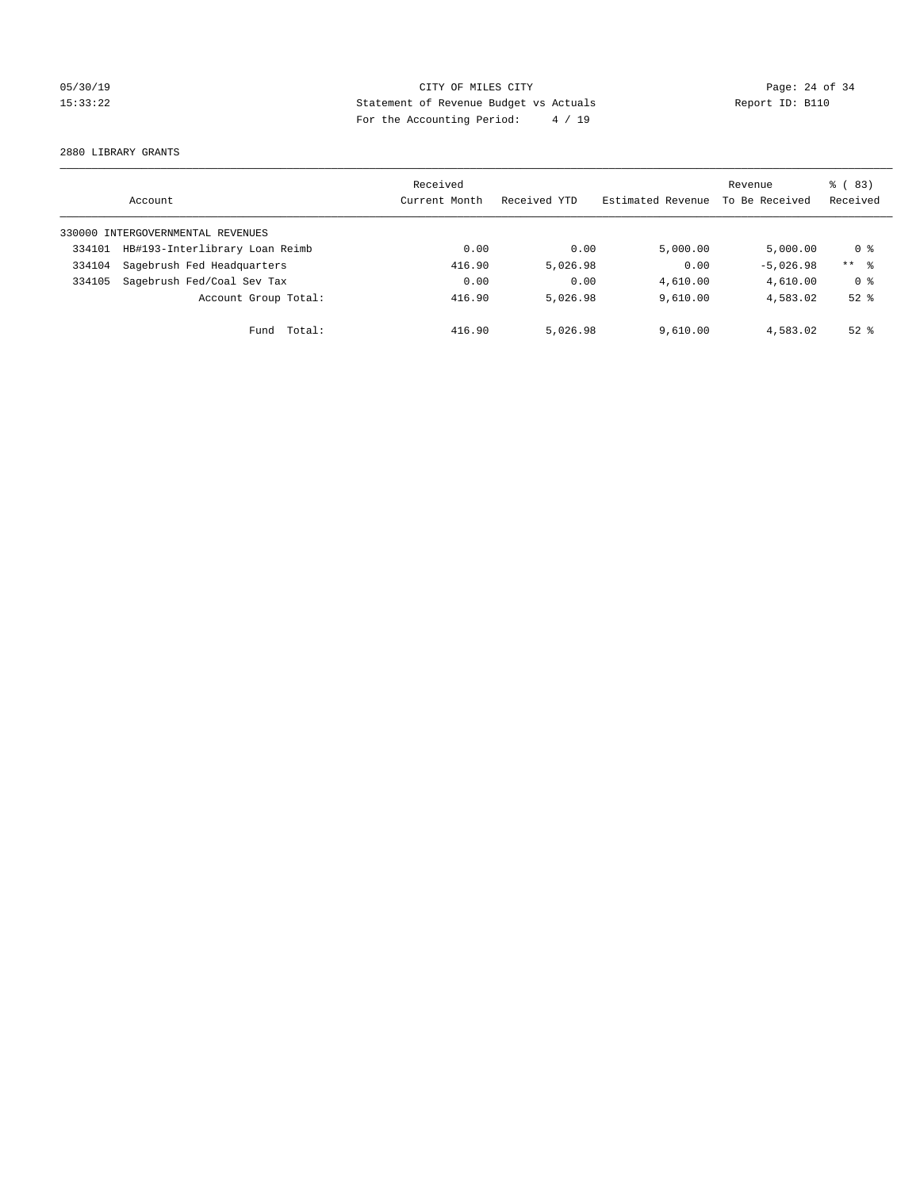CITY OF MILES CITY
Statement of Revenue Budget vs Actuals
For the Accounting Period: 4 / 19

05/30/19
15:33:22

Report ID: B110

2880 LIBRARY GRANTS

| Account | | Received Current Month | Received YTD | Estimated Revenue | Revenue To Be Received | % ( 83) Received |
|---|---|---|---|---|---|---|
| 330000 INTERGOVERNMENTAL REVENUES | | | | | | |
| 334101 | HB#193-Interlibrary Loan Reimb | 0.00 | 0.00 | 5,000.00 | 5,000.00 | 0 % |
| 334104 | Sagebrush Fed Headquarters | 416.90 | 5,026.98 | 0.00 | -5,026.98 | ** % |
| 334105 | Sagebrush Fed/Coal Sev Tax | 0.00 | 0.00 | 4,610.00 | 4,610.00 | 0 % |
| | Account Group Total: | 416.90 | 5,026.98 | 9,610.00 | 4,583.02 | 52 % |
| | Fund Total: | 416.90 | 5,026.98 | 9,610.00 | 4,583.02 | 52 % |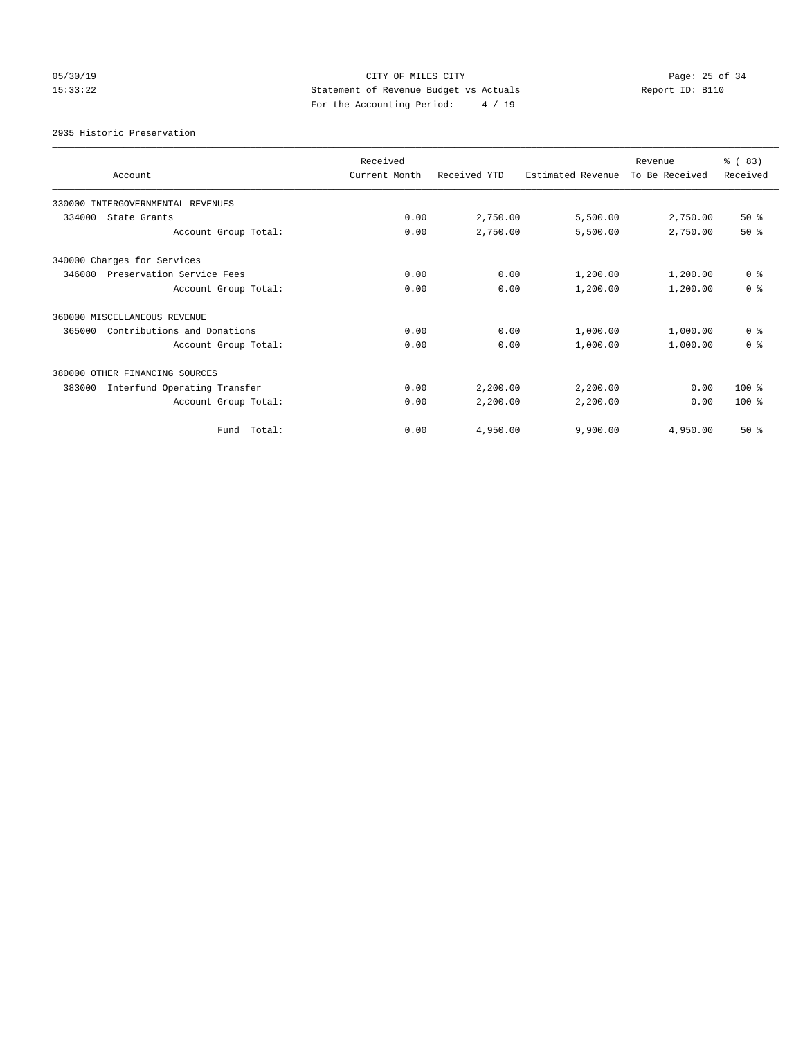05/30/19 CITY OF MILES CITY
15:33:22 Statement of Revenue Budget vs Actuals Report ID: B110
For the Accounting Period: 4 / 19

2935 Historic Preservation

| Account | Received Current Month | Received YTD | Estimated Revenue | Revenue To Be Received | % ( 83) Received |
|---|---|---|---|---|---|
| 330000 INTERGOVERNMENTAL REVENUES | | | | | |
| 334000 State Grants | 0.00 | 2,750.00 | 5,500.00 | 2,750.00 | 50 % |
| Account Group Total: | 0.00 | 2,750.00 | 5,500.00 | 2,750.00 | 50 % |
| 340000 Charges for Services | | | | | |
| 346080 Preservation Service Fees | 0.00 | 0.00 | 1,200.00 | 1,200.00 | 0 % |
| Account Group Total: | 0.00 | 0.00 | 1,200.00 | 1,200.00 | 0 % |
| 360000 MISCELLANEOUS REVENUE | | | | | |
| 365000 Contributions and Donations | 0.00 | 0.00 | 1,000.00 | 1,000.00 | 0 % |
| Account Group Total: | 0.00 | 0.00 | 1,000.00 | 1,000.00 | 0 % |
| 380000 OTHER FINANCING SOURCES | | | | | |
| 383000 Interfund Operating Transfer | 0.00 | 2,200.00 | 2,200.00 | 0.00 | 100 % |
| Account Group Total: | 0.00 | 2,200.00 | 2,200.00 | 0.00 | 100 % |
| Fund Total: | 0.00 | 4,950.00 | 9,900.00 | 4,950.00 | 50 % |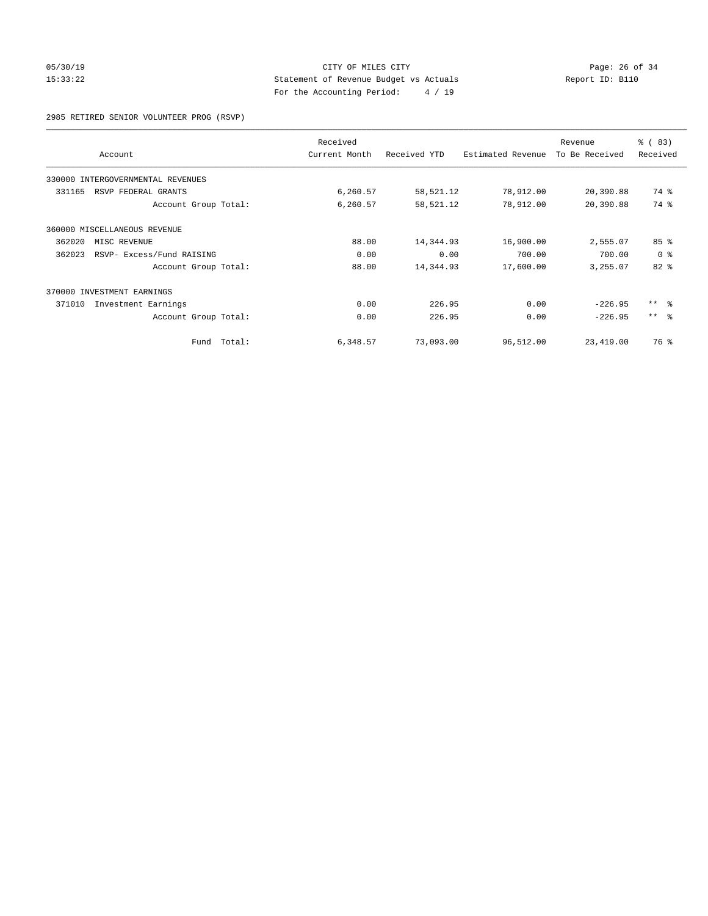# CITY OF MILES CITY

Statement of Revenue Budget vs Actuals

For the Accounting Period: 4 / 19

05/30/19 15:33:22 — Report ID: B110

## 2985 RETIRED SENIOR VOLUNTEER PROG (RSVP)

| Account | Received Current Month | Received YTD | Estimated Revenue | Revenue To Be Received | % ( 83) Received |
|---|---|---|---|---|---|
| 330000 INTERGOVERNMENTAL REVENUES | | | | | |
| 331165 RSVP FEDERAL GRANTS | 6,260.57 | 58,521.12 | 78,912.00 | 20,390.88 | 74 % |
| Account Group Total: | 6,260.57 | 58,521.12 | 78,912.00 | 20,390.88 | 74 % |
| 360000 MISCELLANEOUS REVENUE | | | | | |
| 362020 MISC REVENUE | 88.00 | 14,344.93 | 16,900.00 | 2,555.07 | 85 % |
| 362023 RSVP- Excess/Fund RAISING | 0.00 | 0.00 | 700.00 | 700.00 | 0 % |
| Account Group Total: | 88.00 | 14,344.93 | 17,600.00 | 3,255.07 | 82 % |
| 370000 INVESTMENT EARNINGS | | | | | |
| 371010 Investment Earnings | 0.00 | 226.95 | 0.00 | -226.95 | ** % |
| Account Group Total: | 0.00 | 226.95 | 0.00 | -226.95 | ** % |
| Fund Total: | 6,348.57 | 73,093.00 | 96,512.00 | 23,419.00 | 76 % |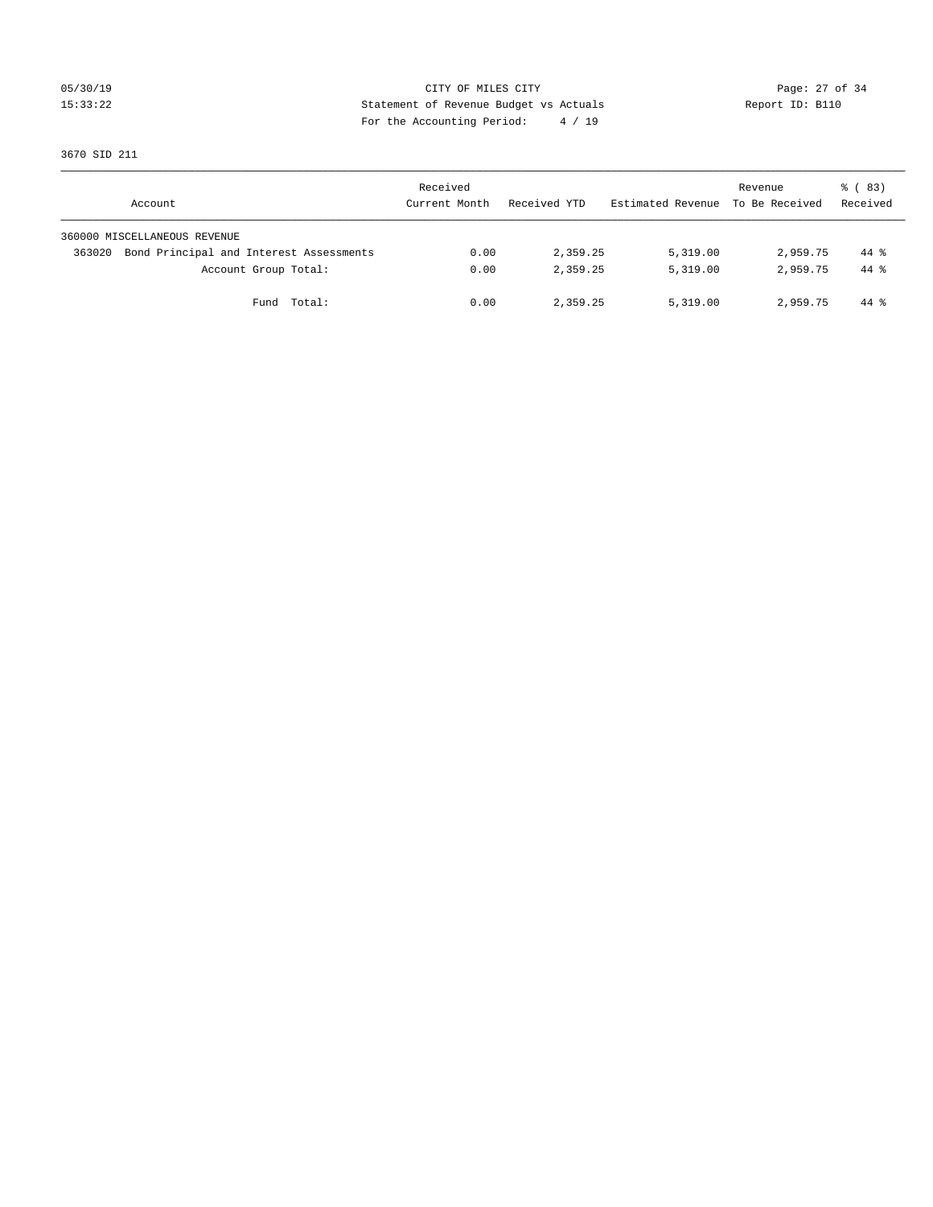CITY OF MILES CITY
Statement of Revenue Budget vs Actuals
For the Accounting Period: 4 / 19

05/30/19
15:33:22

Report ID: B110

3670 SID 211

| Account | Received Current Month | Received YTD | Estimated Revenue | Revenue To Be Received | % ( 83) Received |
|---|---|---|---|---|---|
| 360000 MISCELLANEOUS REVENUE | | | | | |
| 363020 Bond Principal and Interest Assessments | 0.00 | 2,359.25 | 5,319.00 | 2,959.75 | 44 % |
| Account Group Total: | 0.00 | 2,359.25 | 5,319.00 | 2,959.75 | 44 % |
| Fund Total: | 0.00 | 2,359.25 | 5,319.00 | 2,959.75 | 44 % |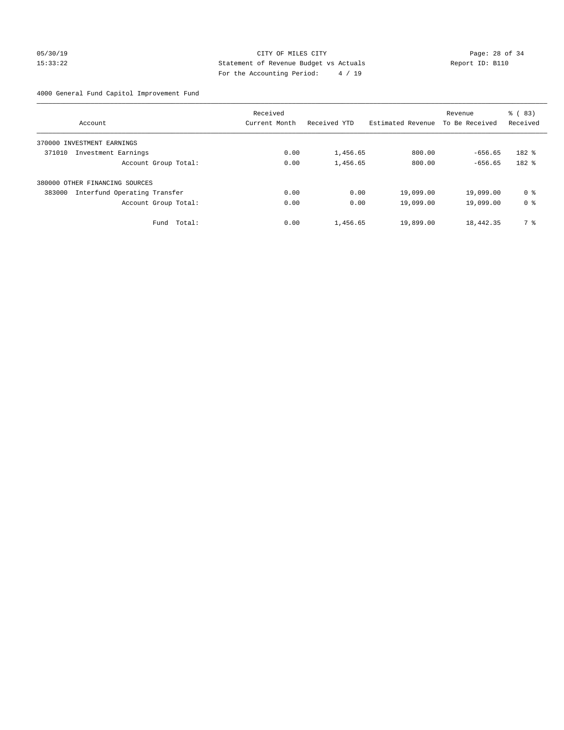05/30/19 CITY OF MILES CITY
15:33:22 Statement of Revenue Budget vs Actuals Report ID: B110
For the Accounting Period: 4 / 19

4000 General Fund Capitol Improvement Fund

| Account | Received Current Month | Received YTD | Estimated Revenue | Revenue To Be Received | % ( 83) Received |
|---|---|---|---|---|---|
| 370000 INVESTMENT EARNINGS | | | | | |
| 371010 Investment Earnings | 0.00 | 1,456.65 | 800.00 | -656.65 | 182 % |
| Account Group Total: | 0.00 | 1,456.65 | 800.00 | -656.65 | 182 % |
| 380000 OTHER FINANCING SOURCES | | | | | |
| 383000 Interfund Operating Transfer | 0.00 | 0.00 | 19,099.00 | 19,099.00 | 0 % |
| Account Group Total: | 0.00 | 0.00 | 19,099.00 | 19,099.00 | 0 % |
| Fund Total: | 0.00 | 1,456.65 | 19,899.00 | 18,442.35 | 7 % |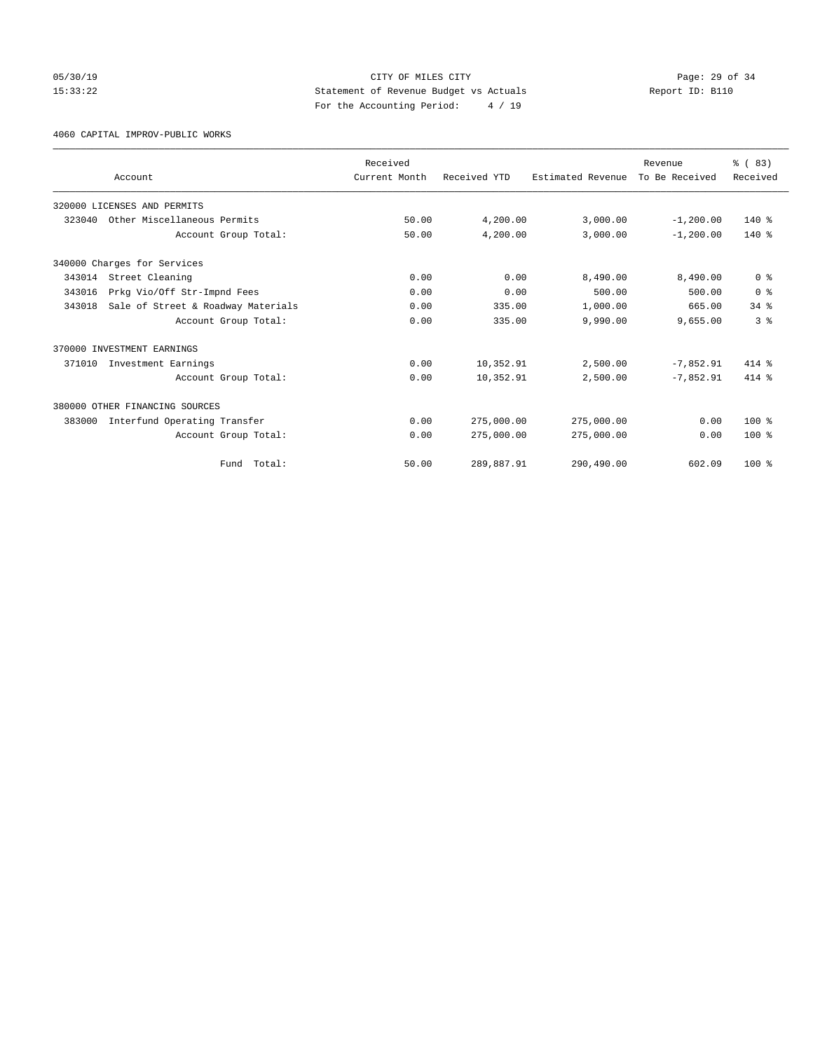CITY OF MILES CITY
Statement of Revenue Budget vs Actuals
For the Accounting Period: 4 / 19

05/30/19
15:33:22

Report ID: B110

4060 CAPITAL IMPROV-PUBLIC WORKS

| Account | Received Current Month | Received YTD | Estimated Revenue | Revenue To Be Received | % ( 83) Received |
|---|---|---|---|---|---|
| 320000 LICENSES AND PERMITS | | | | | |
| 323040 Other Miscellaneous Permits | 50.00 | 4,200.00 | 3,000.00 | -1,200.00 | 140 % |
| Account Group Total: | 50.00 | 4,200.00 | 3,000.00 | -1,200.00 | 140 % |
| 340000 Charges for Services | | | | | |
| 343014 Street Cleaning | 0.00 | 0.00 | 8,490.00 | 8,490.00 | 0 % |
| 343016 Prkg Vio/Off Str-Impnd Fees | 0.00 | 0.00 | 500.00 | 500.00 | 0 % |
| 343018 Sale of Street & Roadway Materials | 0.00 | 335.00 | 1,000.00 | 665.00 | 34 % |
| Account Group Total: | 0.00 | 335.00 | 9,990.00 | 9,655.00 | 3 % |
| 370000 INVESTMENT EARNINGS | | | | | |
| 371010 Investment Earnings | 0.00 | 10,352.91 | 2,500.00 | -7,852.91 | 414 % |
| Account Group Total: | 0.00 | 10,352.91 | 2,500.00 | -7,852.91 | 414 % |
| 380000 OTHER FINANCING SOURCES | | | | | |
| 383000 Interfund Operating Transfer | 0.00 | 275,000.00 | 275,000.00 | 0.00 | 100 % |
| Account Group Total: | 0.00 | 275,000.00 | 275,000.00 | 0.00 | 100 % |
| Fund Total: | 50.00 | 289,887.91 | 290,490.00 | 602.09 | 100 % |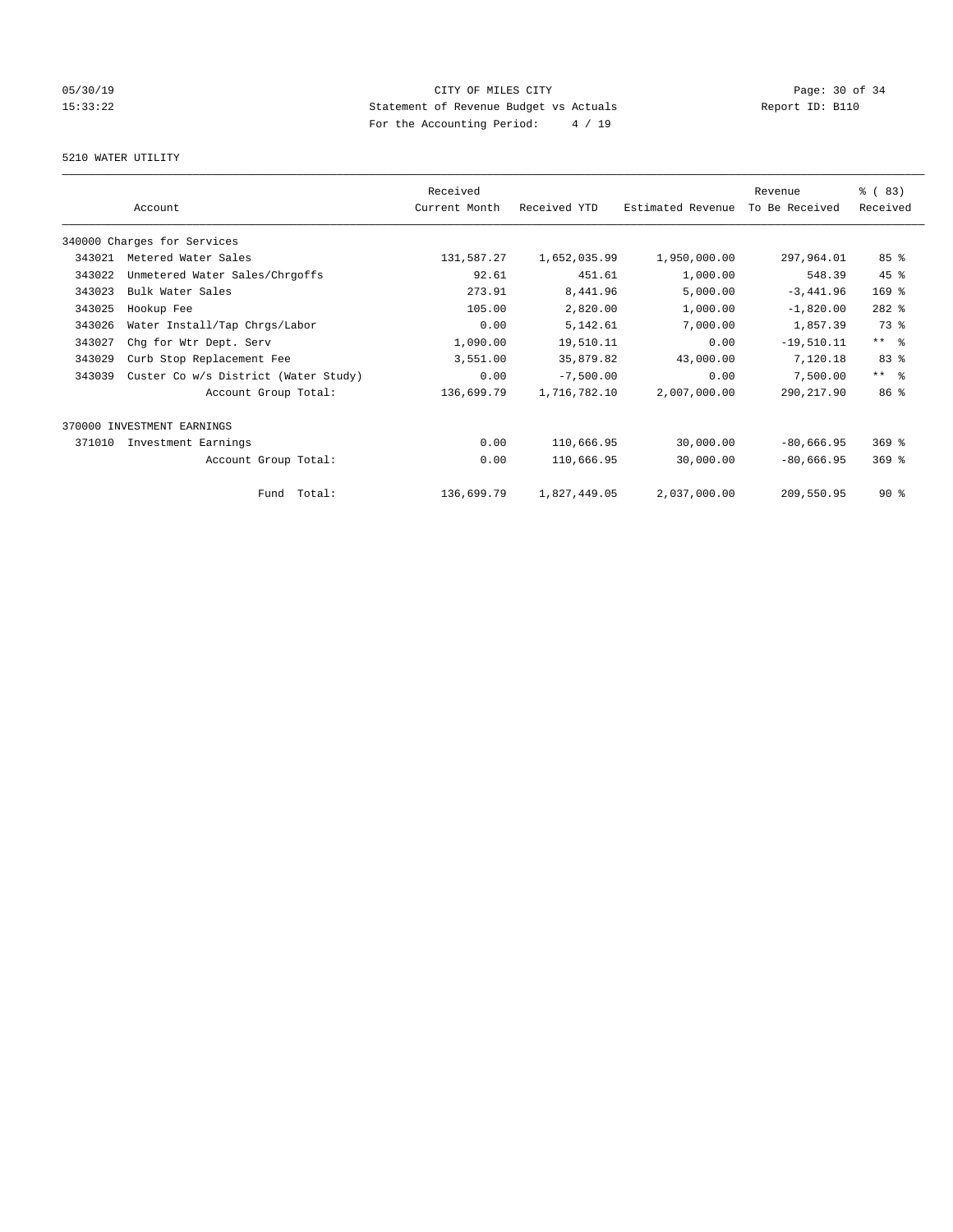CITY OF MILES CITY
Statement of Revenue Budget vs Actuals
For the Accounting Period: 4 / 19

05/30/19
15:33:22

Report ID: B110

5210 WATER UTILITY

| | Account | Received Current Month | Received YTD | Estimated Revenue | Revenue To Be Received | % ( 83) Received |
|---|---|---|---|---|---|---|
| 340000 Charges for Services | | | | | | |
| 343021 | Metered Water Sales | 131,587.27 | 1,652,035.99 | 1,950,000.00 | 297,964.01 | 85 % |
| 343022 | Unmetered Water Sales/Chrgoffs | 92.61 | 451.61 | 1,000.00 | 548.39 | 45 % |
| 343023 | Bulk Water Sales | 273.91 | 8,441.96 | 5,000.00 | -3,441.96 | 169 % |
| 343025 | Hookup Fee | 105.00 | 2,820.00 | 1,000.00 | -1,820.00 | 282 % |
| 343026 | Water Install/Tap Chrgs/Labor | 0.00 | 5,142.61 | 7,000.00 | 1,857.39 | 73 % |
| 343027 | Chg for Wtr Dept. Serv | 1,090.00 | 19,510.11 | 0.00 | -19,510.11 | ** % |
| 343029 | Curb Stop Replacement Fee | 3,551.00 | 35,879.82 | 43,000.00 | 7,120.18 | 83 % |
| 343039 | Custer Co w/s District (Water Study) | 0.00 | -7,500.00 | 0.00 | 7,500.00 | ** % |
| | Account Group Total: | 136,699.79 | 1,716,782.10 | 2,007,000.00 | 290,217.90 | 86 % |
| 370000 INVESTMENT EARNINGS | | | | | | |
| 371010 | Investment Earnings | 0.00 | 110,666.95 | 30,000.00 | -80,666.95 | 369 % |
| | Account Group Total: | 0.00 | 110,666.95 | 30,000.00 | -80,666.95 | 369 % |
| | Fund Total: | 136,699.79 | 1,827,449.05 | 2,037,000.00 | 209,550.95 | 90 % |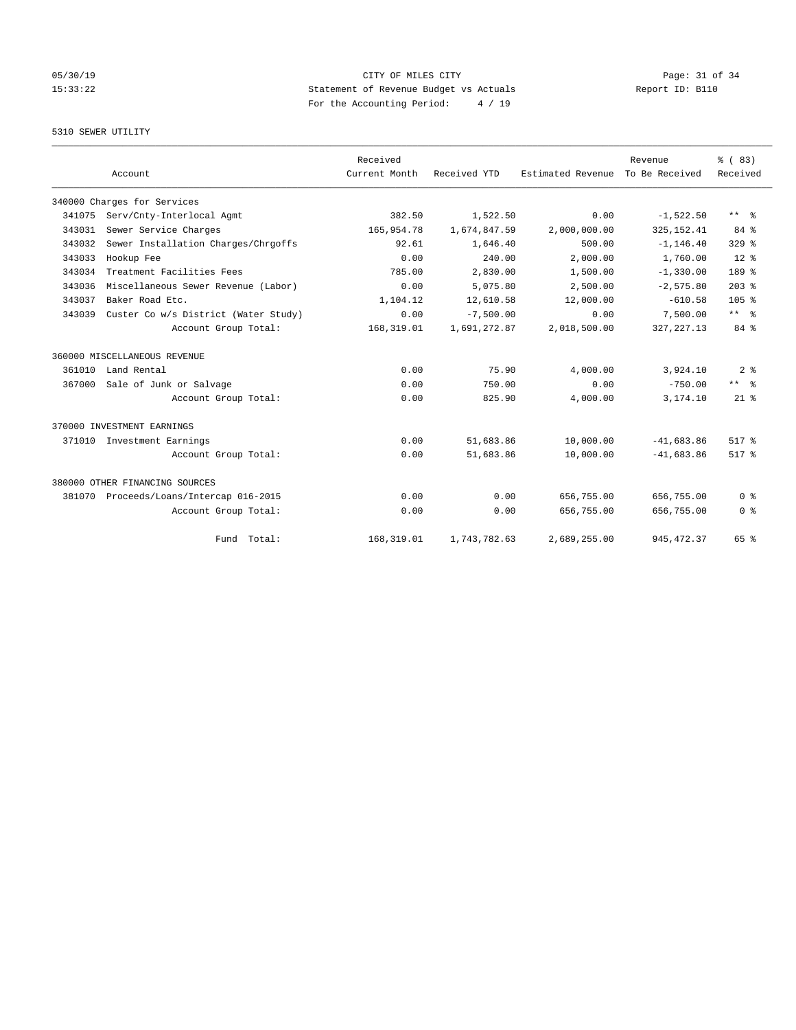CITY OF MILES CITY
Statement of Revenue Budget vs Actuals
For the Accounting Period: 4 / 19

05/30/19
15:33:22

Report ID: B110

5310 SEWER UTILITY

| Account | | Received Current Month | Received YTD | Estimated Revenue | Revenue To Be Received | % ( 83) Received |
|---|---|---|---|---|---|---|
| 340000 Charges for Services | | | | | | |
| 341075 | Serv/Cnty-Interlocal Agmt | 382.50 | 1,522.50 | 0.00 | -1,522.50 | ** % |
| 343031 | Sewer Service Charges | 165,954.78 | 1,674,847.59 | 2,000,000.00 | 325,152.41 | 84 % |
| 343032 | Sewer Installation Charges/Chrgoffs | 92.61 | 1,646.40 | 500.00 | -1,146.40 | 329 % |
| 343033 | Hookup Fee | 0.00 | 240.00 | 2,000.00 | 1,760.00 | 12 % |
| 343034 | Treatment Facilities Fees | 785.00 | 2,830.00 | 1,500.00 | -1,330.00 | 189 % |
| 343036 | Miscellaneous Sewer Revenue (Labor) | 0.00 | 5,075.80 | 2,500.00 | -2,575.80 | 203 % |
| 343037 | Baker Road Etc. | 1,104.12 | 12,610.58 | 12,000.00 | -610.58 | 105 % |
| 343039 | Custer Co w/s District (Water Study) | 0.00 | -7,500.00 | 0.00 | 7,500.00 | ** % |
| | Account Group Total: | 168,319.01 | 1,691,272.87 | 2,018,500.00 | 327,227.13 | 84 % |
| 360000 MISCELLANEOUS REVENUE | | | | | | |
| 361010 | Land Rental | 0.00 | 75.90 | 4,000.00 | 3,924.10 | 2 % |
| 367000 | Sale of Junk or Salvage | 0.00 | 750.00 | 0.00 | -750.00 | ** % |
| | Account Group Total: | 0.00 | 825.90 | 4,000.00 | 3,174.10 | 21 % |
| 370000 INVESTMENT EARNINGS | | | | | | |
| 371010 | Investment Earnings | 0.00 | 51,683.86 | 10,000.00 | -41,683.86 | 517 % |
| | Account Group Total: | 0.00 | 51,683.86 | 10,000.00 | -41,683.86 | 517 % |
| 380000 OTHER FINANCING SOURCES | | | | | | |
| 381070 | Proceeds/Loans/Intercap 016-2015 | 0.00 | 0.00 | 656,755.00 | 656,755.00 | 0 % |
| | Account Group Total: | 0.00 | 0.00 | 656,755.00 | 656,755.00 | 0 % |
| | Fund Total: | 168,319.01 | 1,743,782.63 | 2,689,255.00 | 945,472.37 | 65 % |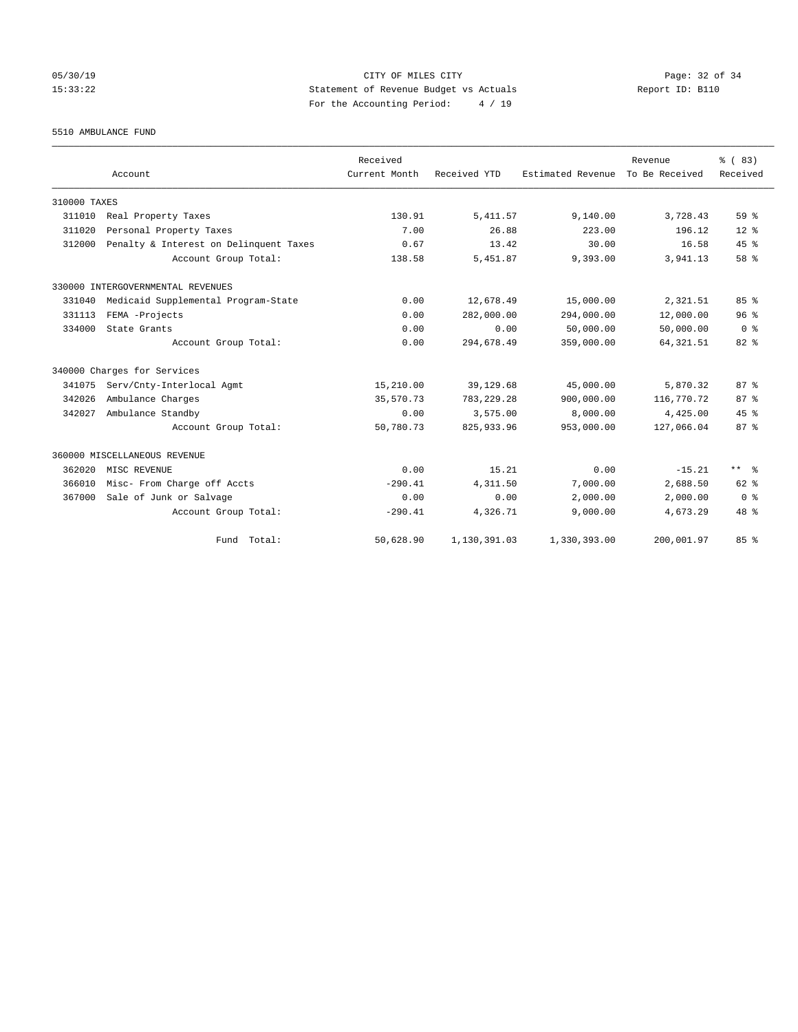CITY OF MILES CITY
Statement of Revenue Budget vs Actuals
For the Accounting Period: 4 / 19

05/30/19
15:33:22

Report ID: B110

5510 AMBULANCE FUND

| Account | | Received Current Month | Received YTD | Estimated Revenue | Revenue To Be Received | % ( 83) Received |
|---|---|---|---|---|---|---|
| 310000 TAXES | | | | | | |
| 311010 | Real Property Taxes | 130.91 | 5,411.57 | 9,140.00 | 3,728.43 | 59 % |
| 311020 | Personal Property Taxes | 7.00 | 26.88 | 223.00 | 196.12 | 12 % |
| 312000 | Penalty & Interest on Delinquent Taxes | 0.67 | 13.42 | 30.00 | 16.58 | 45 % |
| | Account Group Total: | 138.58 | 5,451.87 | 9,393.00 | 3,941.13 | 58 % |
| 330000 INTERGOVERNMENTAL REVENUES | | | | | | |
| 331040 | Medicaid Supplemental Program-State | 0.00 | 12,678.49 | 15,000.00 | 2,321.51 | 85 % |
| 331113 | FEMA -Projects | 0.00 | 282,000.00 | 294,000.00 | 12,000.00 | 96 % |
| 334000 | State Grants | 0.00 | 0.00 | 50,000.00 | 50,000.00 | 0 % |
| | Account Group Total: | 0.00 | 294,678.49 | 359,000.00 | 64,321.51 | 82 % |
| 340000 Charges for Services | | | | | | |
| 341075 | Serv/Cnty-Interlocal Agmt | 15,210.00 | 39,129.68 | 45,000.00 | 5,870.32 | 87 % |
| 342026 | Ambulance Charges | 35,570.73 | 783,229.28 | 900,000.00 | 116,770.72 | 87 % |
| 342027 | Ambulance Standby | 0.00 | 3,575.00 | 8,000.00 | 4,425.00 | 45 % |
| | Account Group Total: | 50,780.73 | 825,933.96 | 953,000.00 | 127,066.04 | 87 % |
| 360000 MISCELLANEOUS REVENUE | | | | | | |
| 362020 | MISC REVENUE | 0.00 | 15.21 | 0.00 | -15.21 | ** % |
| 366010 | Misc- From Charge off Accts | -290.41 | 4,311.50 | 7,000.00 | 2,688.50 | 62 % |
| 367000 | Sale of Junk or Salvage | 0.00 | 0.00 | 2,000.00 | 2,000.00 | 0 % |
| | Account Group Total: | -290.41 | 4,326.71 | 9,000.00 | 4,673.29 | 48 % |
| | Fund Total: | 50,628.90 | 1,130,391.03 | 1,330,393.00 | 200,001.97 | 85 % |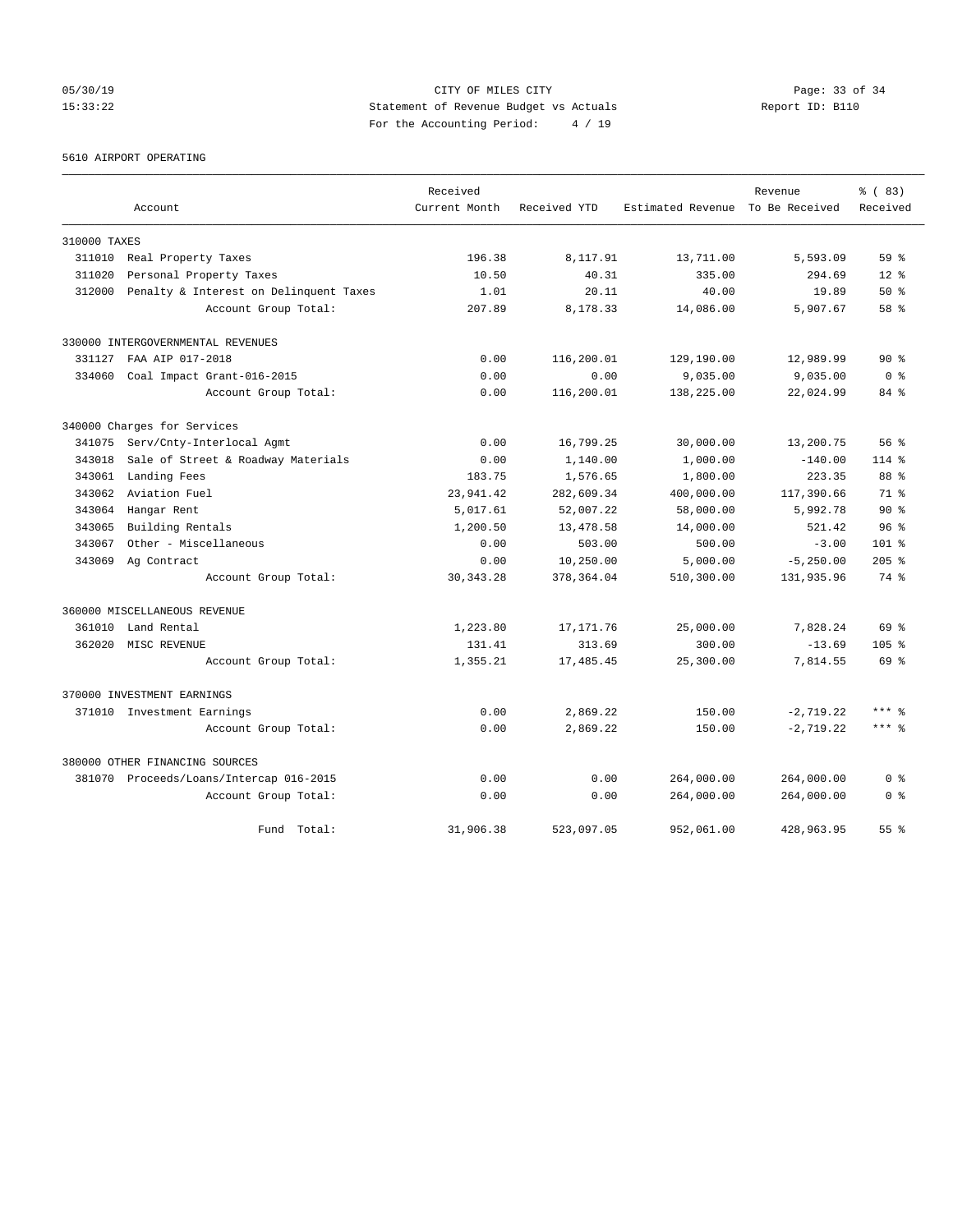CITY OF MILES CITY
Statement of Revenue Budget vs Actuals
For the Accounting Period: 4 / 19

05/30/19
15:33:22

Report ID: B110

5610 AIRPORT OPERATING

| Account | | Received Current Month | Received YTD | Estimated Revenue | Revenue To Be Received | % ( 83) Received |
|---|---|---|---|---|---|---|
| 310000 TAXES | | | | | | |
| 311010 | Real Property Taxes | 196.38 | 8,117.91 | 13,711.00 | 5,593.09 | 59 % |
| 311020 | Personal Property Taxes | 10.50 | 40.31 | 335.00 | 294.69 | 12 % |
| 312000 | Penalty & Interest on Delinquent Taxes | 1.01 | 20.11 | 40.00 | 19.89 | 50 % |
| | Account Group Total: | 207.89 | 8,178.33 | 14,086.00 | 5,907.67 | 58 % |
| 330000 INTERGOVERNMENTAL REVENUES | | | | | | |
| 331127 | FAA AIP 017-2018 | 0.00 | 116,200.01 | 129,190.00 | 12,989.99 | 90 % |
| 334060 | Coal Impact Grant-016-2015 | 0.00 | 0.00 | 9,035.00 | 9,035.00 | 0 % |
| | Account Group Total: | 0.00 | 116,200.01 | 138,225.00 | 22,024.99 | 84 % |
| 340000 Charges for Services | | | | | | |
| 341075 | Serv/Cnty-Interlocal Agmt | 0.00 | 16,799.25 | 30,000.00 | 13,200.75 | 56 % |
| 343018 | Sale of Street & Roadway Materials | 0.00 | 1,140.00 | 1,000.00 | -140.00 | 114 % |
| 343061 | Landing Fees | 183.75 | 1,576.65 | 1,800.00 | 223.35 | 88 % |
| 343062 | Aviation Fuel | 23,941.42 | 282,609.34 | 400,000.00 | 117,390.66 | 71 % |
| 343064 | Hangar Rent | 5,017.61 | 52,007.22 | 58,000.00 | 5,992.78 | 90 % |
| 343065 | Building Rentals | 1,200.50 | 13,478.58 | 14,000.00 | 521.42 | 96 % |
| 343067 | Other - Miscellaneous | 0.00 | 503.00 | 500.00 | -3.00 | 101 % |
| 343069 | Ag Contract | 0.00 | 10,250.00 | 5,000.00 | -5,250.00 | 205 % |
| | Account Group Total: | 30,343.28 | 378,364.04 | 510,300.00 | 131,935.96 | 74 % |
| 360000 MISCELLANEOUS REVENUE | | | | | | |
| 361010 | Land Rental | 1,223.80 | 17,171.76 | 25,000.00 | 7,828.24 | 69 % |
| 362020 | MISC REVENUE | 131.41 | 313.69 | 300.00 | -13.69 | 105 % |
| | Account Group Total: | 1,355.21 | 17,485.45 | 25,300.00 | 7,814.55 | 69 % |
| 370000 INVESTMENT EARNINGS | | | | | | |
| 371010 | Investment Earnings | 0.00 | 2,869.22 | 150.00 | -2,719.22 | *** % |
| | Account Group Total: | 0.00 | 2,869.22 | 150.00 | -2,719.22 | *** % |
| 380000 OTHER FINANCING SOURCES | | | | | | |
| 381070 | Proceeds/Loans/Intercap 016-2015 | 0.00 | 0.00 | 264,000.00 | 264,000.00 | 0 % |
| | Account Group Total: | 0.00 | 0.00 | 264,000.00 | 264,000.00 | 0 % |
| | Fund Total: | 31,906.38 | 523,097.05 | 952,061.00 | 428,963.95 | 55 % |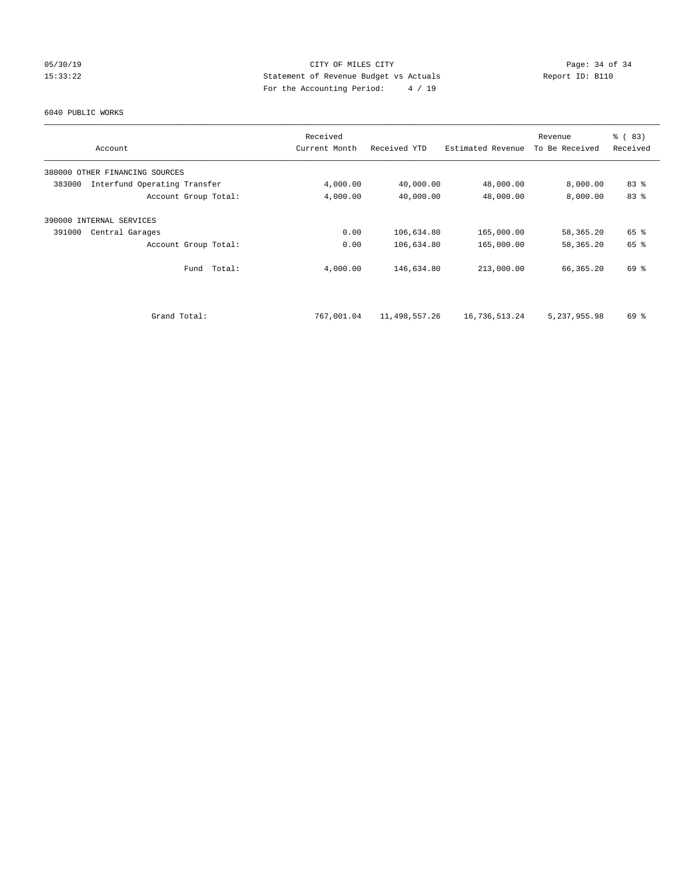CITY OF MILES CITY
Statement of Revenue Budget vs Actuals
For the Accounting Period: 4 / 19

05/30/19
15:33:22

Report ID: B110

6040 PUBLIC WORKS

| Account | Received Current Month | Received YTD | Estimated Revenue | Revenue To Be Received | % ( 83) Received |
|---|---|---|---|---|---|
| 380000 OTHER FINANCING SOURCES | | | | | |
| 383000 Interfund Operating Transfer | 4,000.00 | 40,000.00 | 48,000.00 | 8,000.00 | 83 % |
| Account Group Total: | 4,000.00 | 40,000.00 | 48,000.00 | 8,000.00 | 83 % |
| 390000 INTERNAL SERVICES | | | | | |
| 391000 Central Garages | 0.00 | 106,634.80 | 165,000.00 | 58,365.20 | 65 % |
| Account Group Total: | 0.00 | 106,634.80 | 165,000.00 | 58,365.20 | 65 % |
| Fund Total: | 4,000.00 | 146,634.80 | 213,000.00 | 66,365.20 | 69 % |
| Grand Total: | 767,001.04 | 11,498,557.26 | 16,736,513.24 | 5,237,955.98 | 69 % |